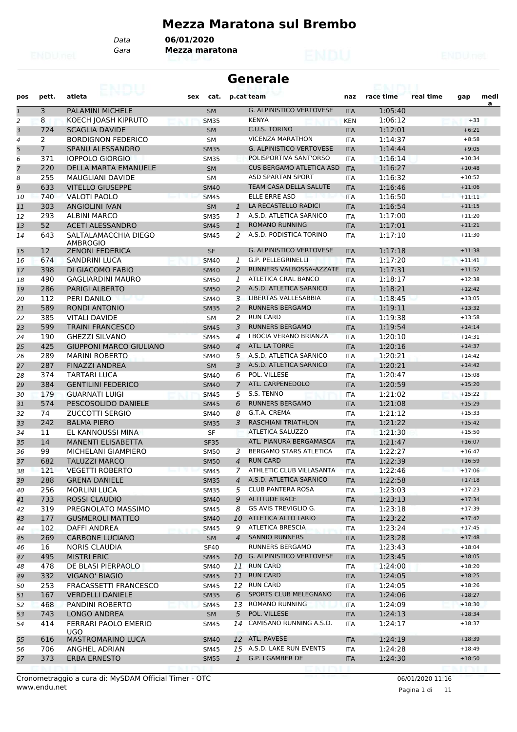# Mezza Maratona sul Brembo

Data **06/01/2020**
Gara **Mezza maratona**

## Generale

| pos | pett. | atleta | sex | cat. | p.cat | team | naz | race time | real time | gap | media |
|---|---|---|---|---|---|---|---|---|---|---|---|
| 1 | 3 | PALAMINI MICHELE | | SM | | G. ALPINISTICO VERTOVESE | ITA | 1:05:40 | | | |
| 2 | 8 | KOECH JOASH KIPRUTO | | SM35 | | KENYA | KEN | 1:06:12 | | +33 | |
| 3 | 724 | SCAGLIA DAVIDE | | SM | | C.U.S. TORINO | ITA | 1:12:01 | | +6:21 | |
| 4 | 2 | BORDIGNON FEDERICO | | SM | | VICENZA MARATHON | ITA | 1:14:37 | | +8:58 | |
| 5 | 7 | SPANU ALESSANDRO | | SM35 | | G. ALPINISTICO VERTOVESE | ITA | 1:14:44 | | +9:05 | |
| 6 | 371 | IOPPOLO GIORGIO | | SM35 | | POLISPORTIVA SANT'ORSO | ITA | 1:16:14 | | +10:34 | |
| 7 | 220 | DELLA MARTA EMANUELE | | SM | | CUS BERGAMO ATLETICA ASD | ITA | 1:16:27 | | +10:48 | |
| 8 | 255 | MAUGLIANI DAVIDE | | SM | | ASD SPARTAN SPORT | ITA | 1:16:32 | | +10:52 | |
| 9 | 633 | VITELLO GIUSEPPE | | SM40 | | TEAM CASA DELLA SALUTE | ITA | 1:16:46 | | +11:06 | |
| 10 | 740 | VALOTI PAOLO | | SM45 | | ELLE ERRE ASD | ITA | 1:16:50 | | +11:11 | |
| 11 | 303 | ANGIOLINI IVAN | | SM | 1 | LA RECASTELLO RADICI | ITA | 1:16:54 | | +11:15 | |
| 12 | 293 | ALBINI MARCO | | SM35 | 1 | A.S.D. ATLETICA SARNICO | ITA | 1:17:00 | | +11:20 | |
| 13 | 52 | ACETI ALESSANDRO | | SM45 | 1 | ROMANO RUNNING | ITA | 1:17:01 | | +11:21 | |
| 14 | 643 | SALTALAMACCHIA DIEGO AMBROGIO | | SM45 | 2 | A.S.D. PODISTICA TORINO | ITA | 1:17:10 | | +11:30 | |
| 15 | 12 | ZENONI FEDERICA | | SF | | G. ALPINISTICO VERTOVESE | ITA | 1:17:18 | | +11:38 | |
| 16 | 674 | SANDRINI LUCA | | SM40 | 1 | G.P. PELLEGRINELLI | ITA | 1:17:20 | | +11:41 | |
| 17 | 398 | DI GIACOMO FABIO | | SM40 | 2 | RUNNERS VALBOSSA-AZZATE | ITA | 1:17:31 | | +11:52 | |
| 18 | 490 | GAGLIARDINI MAURO | | SM50 | 1 | ATLETICA CRAL BANCO | ITA | 1:18:17 | | +12:38 | |
| 19 | 286 | PARIGI ALBERTO | | SM50 | 2 | A.S.D. ATLETICA SARNICO | ITA | 1:18:21 | | +12:42 | |
| 20 | 112 | PERI DANILO | | SM40 | 3 | LIBERTAS VALLESABBIA | ITA | 1:18:45 | | +13:05 | |
| 21 | 589 | RONDI ANTONIO | | SM35 | 2 | RUNNERS BERGAMO | ITA | 1:19:11 | | +13:32 | |
| 22 | 385 | VITALI DAVIDE | | SM | 2 | RUN CARD | ITA | 1:19:38 | | +13:58 | |
| 23 | 599 | TRAINI FRANCESCO | | SM45 | 3 | RUNNERS BERGAMO | ITA | 1:19:54 | | +14:14 | |
| 24 | 190 | GHEZZI SILVANO | | SM45 | 4 | I BOCIA VERANO BRIANZA | ITA | 1:20:10 | | +14:31 | |
| 25 | 425 | GIUPPONI MARCO GIULIANO | | SM40 | 4 | ATL. LA TORRE | ITA | 1:20:16 | | +14:37 | |
| 26 | 289 | MARINI ROBERTO | | SM40 | 5 | A.S.D. ATLETICA SARNICO | ITA | 1:20:21 | | +14:42 | |
| 27 | 287 | FINAZZI ANDREA | | SM | 3 | A.S.D. ATLETICA SARNICO | ITA | 1:20:21 | | +14:42 | |
| 28 | 374 | TARTARI LUCA | | SM40 | 6 | POL. VILLESE | ITA | 1:20:47 | | +15:08 | |
| 29 | 384 | GENTILINI FEDERICO | | SM40 | 7 | ATL. CARPENEDOLO | ITA | 1:20:59 | | +15:20 | |
| 30 | 179 | GUARNATI LUIGI | | SM45 | 5 | S.S. TENNO | ITA | 1:21:02 | | +15:22 | |
| 31 | 574 | PESCOSOLIDO DANIELE | | SM45 | 6 | RUNNERS BERGAMO | ITA | 1:21:08 | | +15:29 | |
| 32 | 74 | ZUCCOTTI SERGIO | | SM40 | 8 | G.T.A. CREMA | ITA | 1:21:12 | | +15:33 | |
| 33 | 242 | BALMA PIERO | | SM35 | 3 | RASCHIANI TRIATHLON | ITA | 1:21:22 | | +15:42 | |
| 34 | 11 | EL KANNOUSSI MINA | | SF | | ATLETICA SALUZZO | ITA | 1:21:30 | | +15:50 | |
| 35 | 14 | MANENTI ELISABETTA | | SF35 | | ATL. PIANURA BERGAMASCA | ITA | 1:21:47 | | +16:07 | |
| 36 | 99 | MICHELANI GIAMPIERO | | SM50 | 3 | BERGAMO STARS ATLETICA | ITA | 1:22:27 | | +16:47 | |
| 37 | 682 | TALUZZI MARCO | | SM50 | 4 | RUN CARD | ITA | 1:22:39 | | +16:59 | |
| 38 | 121 | VEGETTI ROBERTO | | SM45 | 7 | ATHLETIC CLUB VILLASANTA | ITA | 1:22:46 | | +17:06 | |
| 39 | 288 | GRENA DANIELE | | SM35 | 4 | A.S.D. ATLETICA SARNICO | ITA | 1:22:58 | | +17:18 | |
| 40 | 256 | MORLINI LUCA | | SM35 | 5 | CLUB PANTERA ROSA | ITA | 1:23:03 | | +17:23 | |
| 41 | 733 | ROSSI CLAUDIO | | SM40 | 9 | ALTITUDE RACE | ITA | 1:23:13 | | +17:34 | |
| 42 | 319 | PREGNOLATO MASSIMO | | SM45 | 8 | GS AVIS TREVIGLIO G. | ITA | 1:23:18 | | +17:39 | |
| 43 | 177 | GUSMEROLI MATTEO | | SM40 | 10 | ATLETICA ALTO LARIO | ITA | 1:23:22 | | +17:42 | |
| 44 | 102 | DAFFI ANDREA | | SM45 | 9 | ATLETICA BRESCIA | ITA | 1:23:24 | | +17:45 | |
| 45 | 269 | CARBONE LUCIANO | | SM | 4 | SANNIO RUNNERS | ITA | 1:23:28 | | +17:48 | |
| 46 | 16 | NORIS CLAUDIA | | SF40 | | RUNNERS BERGAMO | ITA | 1:23:43 | | +18:04 | |
| 47 | 495 | MISTRI ERIC | | SM45 | 10 | G. ALPINISTICO VERTOVESE | ITA | 1:23:45 | | +18:05 | |
| 48 | 478 | DE BLASI PIERPAOLO | | SM40 | 11 | RUN CARD | ITA | 1:24:00 | | +18:20 | |
| 49 | 332 | VIGANO' BIAGIO | | SM45 | 11 | RUN CARD | ITA | 1:24:05 | | +18:25 | |
| 50 | 253 | FRACASSETTI FRANCESCO | | SM45 | 12 | RUN CARD | ITA | 1:24:05 | | +18:26 | |
| 51 | 167 | VERDELLI DANIELE | | SM35 | 6 | SPORTS CLUB MELEGNANO | ITA | 1:24:06 | | +18:27 | |
| 52 | 468 | PANDINI ROBERTO | | SM45 | 13 | ROMANO RUNNING | ITA | 1:24:09 | | +18:30 | |
| 53 | 743 | LONGO ANDREA | | SM | 5 | POL. VILLESE | ITA | 1:24:13 | | +18:34 | |
| 54 | 414 | FERRARI PAOLO EMERIO UGO | | SM45 | 14 | CAMISANO RUNNING A.S.D. | ITA | 1:24:17 | | +18:37 | |
| 55 | 616 | MASTROMARINO LUCA | | SM40 | 12 | ATL. PAVESE | ITA | 1:24:19 | | +18:39 | |
| 56 | 706 | ANGHEL ADRIAN | | SM45 | 15 | A.S.D. LAKE RUN EVENTS | ITA | 1:24:28 | | +18:49 | |
| 57 | 373 | ERBA ERNESTO | | SM55 | 1 | G.P. I GAMBER DE | ITA | 1:24:30 | | +18:50 | |

Cronometraggio a cura di: MySDAM Official Timer - OTC
www.endu.net

06/01/2020 11:16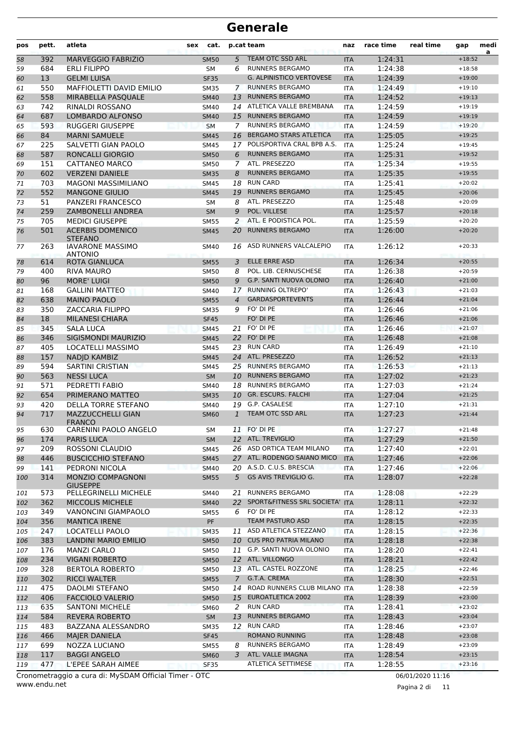# Generale

| pos | pett. | atleta | sex | cat. | p.cat | team | naz | race time | real time | gap | media |
|---|---|---|---|---|---|---|---|---|---|---|---|
| 58 | 392 | MARVEGGIO FABRIZIO | | SM50 | 5 | TEAM OTC SSD ARL | ITA | 1:24:31 | | +18:52 | |
| 59 | 684 | ERLI FILIPPO | | SM | 6 | RUNNERS BERGAMO | ITA | 1:24:38 | | +18:58 | |
| 60 | 13 | GELMI LUISA | | SF35 | | G. ALPINISTICO VERTOVESE | ITA | 1:24:39 | | +19:00 | |
| 61 | 550 | MAFFIOLETTI DAVID EMILIO | | SM35 | 7 | RUNNERS BERGAMO | ITA | 1:24:49 | | +19:10 | |
| 62 | 558 | MIRABELLA PASQUALE | | SM40 | 13 | RUNNERS BERGAMO | ITA | 1:24:52 | | +19:13 | |
| 63 | 742 | RINALDI ROSSANO | | SM40 | 14 | ATLETICA VALLE BREMBANA | ITA | 1:24:59 | | +19:19 | |
| 64 | 687 | LOMBARDO ALFONSO | | SM40 | 15 | RUNNERS BERGAMO | ITA | 1:24:59 | | +19:19 | |
| 65 | 593 | RUGGERI GIUSEPPE | | SM | 7 | RUNNERS BERGAMO | ITA | 1:24:59 | | +19:20 | |
| 66 | 84 | MARNI SAMUELE | | SM45 | 16 | BERGAMO STARS ATLETICA | ITA | 1:25:05 | | +19:25 | |
| 67 | 225 | SALVETTI GIAN PAOLO | | SM45 | 17 | POLISPORTIVA CRAL BPB A.S. | ITA | 1:25:24 | | +19:45 | |
| 68 | 587 | RONCALLI GIORGIO | | SM50 | 6 | RUNNERS BERGAMO | ITA | 1:25:31 | | +19:52 | |
| 69 | 151 | CATTANEO MARCO | | SM50 | 7 | ATL. PRESEZZO | ITA | 1:25:34 | | +19:55 | |
| 70 | 602 | VERZENI DANIELE | | SM35 | 8 | RUNNERS BERGAMO | ITA | 1:25:35 | | +19:55 | |
| 71 | 703 | MAGONI MASSIMILIANO | | SM45 | 18 | RUN CARD | ITA | 1:25:41 | | +20:02 | |
| 72 | 552 | MANGONE GIULIO | | SM45 | 19 | RUNNERS BERGAMO | ITA | 1:25:45 | | +20:06 | |
| 73 | 51 | PANZERI FRANCESCO | | SM | 8 | ATL. PRESEZZO | ITA | 1:25:48 | | +20:09 | |
| 74 | 259 | ZAMBONELLI ANDREA | | SM | 9 | POL. VILLESE | ITA | 1:25:57 | | +20:18 | |
| 75 | 705 | MEDICI GIUSEPPE | | SM55 | 2 | ATL. E PODISTICA POL. | ITA | 1:25:59 | | +20:20 | |
| 76 | 501 | ACERBIS DOMENICO STEFANO | | SM45 | 20 | RUNNERS BERGAMO | ITA | 1:26:00 | | +20:20 | |
| 77 | 263 | IAVARONE MASSIMO ANTONIO | | SM40 | 16 | ASD RUNNERS VALCALEPIO | ITA | 1:26:12 | | +20:33 | |
| 78 | 614 | ROTA GIANLUCA | | SM55 | 3 | ELLE ERRE ASD | ITA | 1:26:34 | | +20:55 | |
| 79 | 400 | RIVA MAURO | | SM50 | 8 | POL. LIB. CERNUSCHESE | ITA | 1:26:38 | | +20:59 | |
| 80 | 96 | MORE' LUIGI | | SM50 | 9 | G.P. SANTI NUOVA OLONIO | ITA | 1:26:40 | | +21:00 | |
| 81 | 168 | GALLINI MATTEO | | SM40 | 17 | RUNNING OLTREPO' | ITA | 1:26:43 | | +21:03 | |
| 82 | 638 | MAINO PAOLO | | SM55 | 4 | GARDASPORTEVENTS | ITA | 1:26:44 | | +21:04 | |
| 83 | 350 | ZACCARIA FILIPPO | | SM35 | 9 | FO' DI PE | ITA | 1:26:46 | | +21:06 | |
| 84 | 18 | MILANESI CHIARA | | SF45 | | FO' DI PE | ITA | 1:26:46 | | +21:06 | |
| 85 | 345 | SALA LUCA | | SM45 | 21 | FO' DI PE | ITA | 1:26:46 | | +21:07 | |
| 86 | 346 | SIGISMONDI MAURIZIO | | SM45 | 22 | FO' DI PE | ITA | 1:26:48 | | +21:08 | |
| 87 | 405 | LOCATELLI MASSIMO | | SM45 | 23 | RUN CARD | ITA | 1:26:49 | | +21:10 | |
| 88 | 157 | NADJD KAMBIZ | | SM45 | 24 | ATL. PRESEZZO | ITA | 1:26:52 | | +21:13 | |
| 89 | 594 | SARTINI CRISTIAN | | SM45 | 25 | RUNNERS BERGAMO | ITA | 1:26:53 | | +21:13 | |
| 90 | 563 | NESSI LUCA | | SM | 10 | RUNNERS BERGAMO | ITA | 1:27:02 | | +21:23 | |
| 91 | 571 | PEDRETTI FABIO | | SM40 | 18 | RUNNERS BERGAMO | ITA | 1:27:03 | | +21:24 | |
| 92 | 654 | PRIMERANO MATTEO | | SM35 | 10 | GR. ESCURS. FALCHI | ITA | 1:27:04 | | +21:25 | |
| 93 | 420 | DELLA TORRE STEFANO | | SM40 | 19 | G.P. CASALESE | ITA | 1:27:10 | | +21:31 | |
| 94 | 717 | MAZZUCCHELLI GIAN FRANCO | | SM60 | 1 | TEAM OTC SSD ARL | ITA | 1:27:23 | | +21:44 | |
| 95 | 630 | CARENINI PAOLO ANGELO | | SM | 11 | FO' DI PE | ITA | 1:27:27 | | +21:48 | |
| 96 | 174 | PARIS LUCA | | SM | 12 | ATL. TREVIGLIO | ITA | 1:27:29 | | +21:50 | |
| 97 | 209 | ROSSONI CLAUDIO | | SM45 | 26 | ASD ORTICA TEAM MILANO | ITA | 1:27:40 | | +22:01 | |
| 98 | 446 | BUSCICCHIO STEFANO | | SM45 | 27 | ATL. RODENGO SAIANO MICO | ITA | 1:27:46 | | +22:06 | |
| 99 | 141 | PEDRONI NICOLA | | SM40 | 20 | A.S.D. C.U.S. BRESCIA | ITA | 1:27:46 | | +22:06 | |
| 100 | 314 | MONZIO COMPAGNONI GIUSEPPE | | SM55 | 5 | GS AVIS TREVIGLIO G. | ITA | 1:28:07 | | +22:28 | |
| 101 | 573 | PELLEGRINELLI MICHELE | | SM40 | 21 | RUNNERS BERGAMO | ITA | 1:28:08 | | +22:29 | |
| 102 | 362 | MICCOLIS MICHELE | | SM40 | 22 | SPORT&FITNESS SRL SOCIETA' | ITA | 1:28:11 | | +22:32 | |
| 103 | 349 | VANONCINI GIAMPAOLO | | SM55 | 6 | FO' DI PE | ITA | 1:28:12 | | +22:33 | |
| 104 | 356 | MANTICA IRENE | | PF | | TEAM PASTURO ASD | ITA | 1:28:15 | | +22:35 | |
| 105 | 247 | LOCATELLI PAOLO | | SM35 | 11 | ASD ATLETICA STEZZANO | ITA | 1:28:15 | | +22:36 | |
| 106 | 383 | LANDINI MARIO EMILIO | | SM50 | 10 | CUS PRO PATRIA MILANO | ITA | 1:28:18 | | +22:38 | |
| 107 | 176 | MANZI CARLO | | SM50 | 11 | G.P. SANTI NUOVA OLONIO | ITA | 1:28:20 | | +22:41 | |
| 108 | 234 | VIGANI ROBERTO | | SM50 | 12 | ATL. VILLONGO | ITA | 1:28:21 | | +22:42 | |
| 109 | 328 | BERTOLA ROBERTO | | SM50 | 13 | ATL. CASTEL ROZZONE | ITA | 1:28:25 | | +22:46 | |
| 110 | 302 | RICCI WALTER | | SM55 | 7 | G.T.A. CREMA | ITA | 1:28:30 | | +22:51 | |
| 111 | 475 | DAOLMI STEFANO | | SM50 | 14 | ROAD RUNNERS CLUB MILANO | ITA | 1:28:38 | | +22:59 | |
| 112 | 406 | FACCIOLO VALERIO | | SM50 | 15 | EUROATLETICA 2002 | ITA | 1:28:39 | | +23:00 | |
| 113 | 635 | SANTONI MICHELE | | SM60 | 2 | RUN CARD | ITA | 1:28:41 | | +23:02 | |
| 114 | 584 | REVERA ROBERTO | | SM | 13 | RUNNERS BERGAMO | ITA | 1:28:43 | | +23:04 | |
| 115 | 483 | BAZZANA ALESSANDRO | | SM35 | 12 | RUN CARD | ITA | 1:28:46 | | +23:07 | |
| 116 | 466 | MAJER DANIELA | | SF45 | | ROMANO RUNNING | ITA | 1:28:48 | | +23:08 | |
| 117 | 699 | NOZZA LUCIANO | | SM55 | 8 | RUNNERS BERGAMO | ITA | 1:28:49 | | +23:09 | |
| 118 | 117 | BAGGI ANGELO | | SM60 | 3 | ATL. VALLE IMAGNA | ITA | 1:28:54 | | +23:15 | |
| 119 | 477 | L'EPEE SARAH AIMEE | | SF35 | | ATLETICA SETTIMESE | ITA | 1:28:55 | | +23:16 | |

Cronometraggio a cura di: MySDAM Official Timer - OTC
www.endu.net
06/01/2020 11:16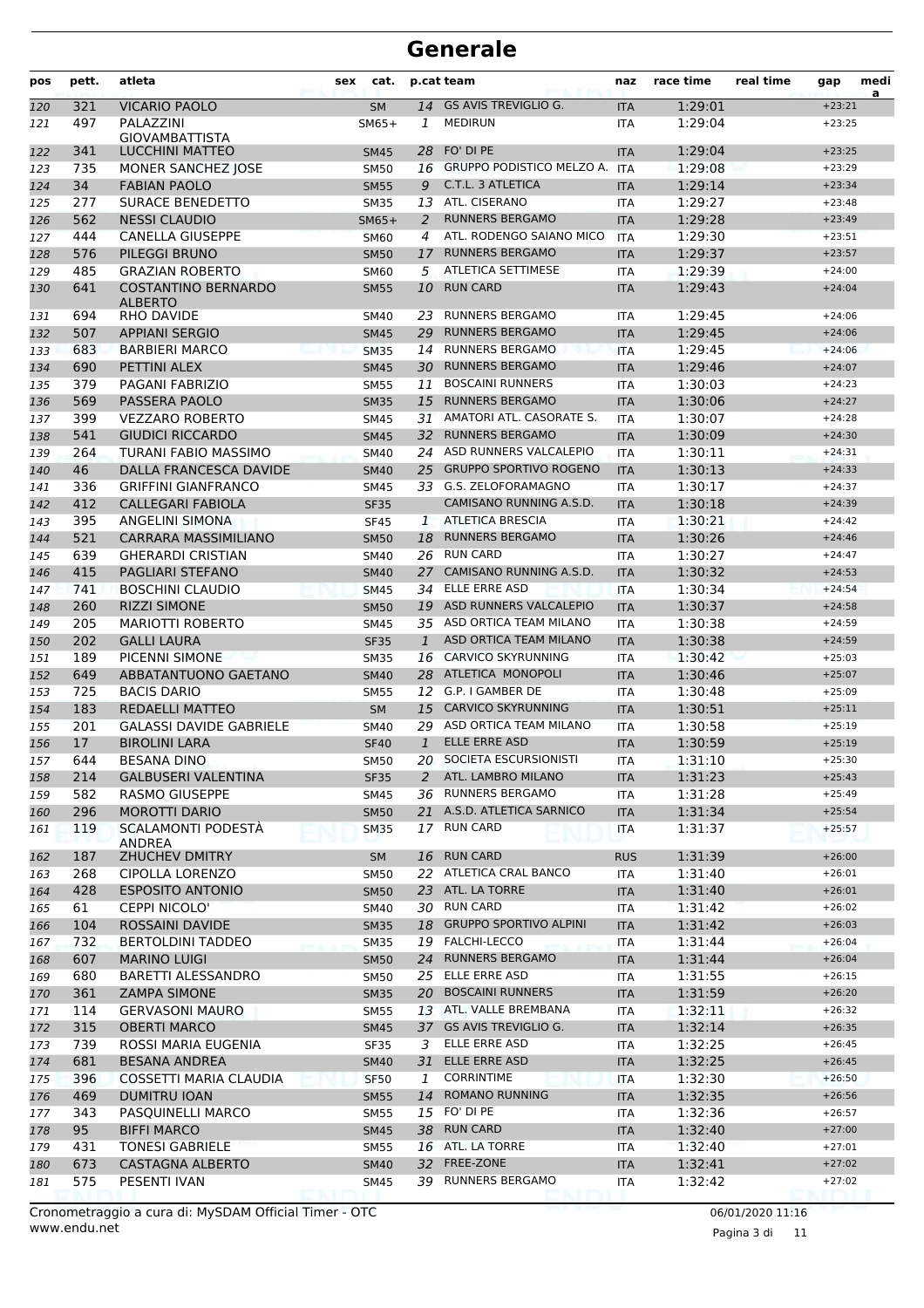# Generale

| pos | pett. | atleta | sex | cat. | p.cat | team | naz | race time | real time | gap | media |
|---|---|---|---|---|---|---|---|---|---|---|---|
| 120 | 321 | VICARIO PAOLO | | SM | 14 | GS AVIS TREVIGLIO G. | ITA | 1:29:01 | | +23:21 | |
| 121 | 497 | PALAZZINI GIOVAMBATTISTA | | SM65+ | 1 | MEDIRUN | ITA | 1:29:04 | | +23:25 | |
| 122 | 341 | LUCCHINI MATTEO | | SM45 | 28 | FO' DI PE | ITA | 1:29:04 | | +23:25 | |
| 123 | 735 | MONER SANCHEZ JOSE | | SM50 | 16 | GRUPPO PODISTICO MELZO A. | ITA | 1:29:08 | | +23:29 | |
| 124 | 34 | FABIAN PAOLO | | SM55 | 9 | C.T.L. 3 ATLETICA | ITA | 1:29:14 | | +23:34 | |
| 125 | 277 | SURACE BENEDETTO | | SM35 | 13 | ATL. CISERANO | ITA | 1:29:27 | | +23:48 | |
| 126 | 562 | NESSI CLAUDIO | | SM65+ | 2 | RUNNERS BERGAMO | ITA | 1:29:28 | | +23:49 | |
| 127 | 444 | CANELLA GIUSEPPE | | SM60 | 4 | ATL. RODENGO SAIANO MICO | ITA | 1:29:30 | | +23:51 | |
| 128 | 576 | PILEGGI BRUNO | | SM50 | 17 | RUNNERS BERGAMO | ITA | 1:29:37 | | +23:57 | |
| 129 | 485 | GRAZIAN ROBERTO | | SM60 | 5 | ATLETICA SETTIMESE | ITA | 1:29:39 | | +24:00 | |
| 130 | 641 | COSTANTINO BERNARDO ALBERTO | | SM55 | 10 | RUN CARD | ITA | 1:29:43 | | +24:04 | |
| 131 | 694 | RHO DAVIDE | | SM40 | 23 | RUNNERS BERGAMO | ITA | 1:29:45 | | +24:06 | |
| 132 | 507 | APPIANI SERGIO | | SM45 | 29 | RUNNERS BERGAMO | ITA | 1:29:45 | | +24:06 | |
| 133 | 683 | BARBIERI MARCO | | SM35 | 14 | RUNNERS BERGAMO | ITA | 1:29:45 | | +24:06 | |
| 134 | 690 | PETTINI ALEX | | SM45 | 30 | RUNNERS BERGAMO | ITA | 1:29:46 | | +24:07 | |
| 135 | 379 | PAGANI FABRIZIO | | SM55 | 11 | BOSCAINI RUNNERS | ITA | 1:30:03 | | +24:23 | |
| 136 | 569 | PASSERA PAOLO | | SM35 | 15 | RUNNERS BERGAMO | ITA | 1:30:06 | | +24:27 | |
| 137 | 399 | VEZZARO ROBERTO | | SM45 | 31 | AMATORI ATL. CASORATE S. | ITA | 1:30:07 | | +24:28 | |
| 138 | 541 | GIUDICI RICCARDO | | SM45 | 32 | RUNNERS BERGAMO | ITA | 1:30:09 | | +24:30 | |
| 139 | 264 | TURANI FABIO MASSIMO | | SM40 | 24 | ASD RUNNERS VALCALEPIO | ITA | 1:30:11 | | +24:31 | |
| 140 | 46 | DALLA FRANCESCA DAVIDE | | SM40 | 25 | GRUPPO SPORTIVO ROGENO | ITA | 1:30:13 | | +24:33 | |
| 141 | 336 | GRIFFINI GIANFRANCO | | SM45 | 33 | G.S. ZELOFORAMAGNO | ITA | 1:30:17 | | +24:37 | |
| 142 | 412 | CALLEGARI FABIOLA | | SF35 | | CAMISANO RUNNING A.S.D. | ITA | 1:30:18 | | +24:39 | |
| 143 | 395 | ANGELINI SIMONA | | SF45 | 1 | ATLETICA BRESCIA | ITA | 1:30:21 | | +24:42 | |
| 144 | 521 | CARRARA MASSIMILIANO | | SM50 | 18 | RUNNERS BERGAMO | ITA | 1:30:26 | | +24:46 | |
| 145 | 639 | GHERARDI CRISTIAN | | SM40 | 26 | RUN CARD | ITA | 1:30:27 | | +24:47 | |
| 146 | 415 | PAGLIARI STEFANO | | SM40 | 27 | CAMISANO RUNNING A.S.D. | ITA | 1:30:32 | | +24:53 | |
| 147 | 741 | BOSCHINI CLAUDIO | | SM45 | 34 | ELLE ERRE ASD | ITA | 1:30:34 | | +24:54 | |
| 148 | 260 | RIZZI SIMONE | | SM50 | 19 | ASD RUNNERS VALCALEPIO | ITA | 1:30:37 | | +24:58 | |
| 149 | 205 | MARIOTTI ROBERTO | | SM45 | 35 | ASD ORTICA TEAM MILANO | ITA | 1:30:38 | | +24:59 | |
| 150 | 202 | GALLI LAURA | | SF35 | 1 | ASD ORTICA TEAM MILANO | ITA | 1:30:38 | | +24:59 | |
| 151 | 189 | PICENNI SIMONE | | SM35 | 16 | CARVICO SKYRUNNING | ITA | 1:30:42 | | +25:03 | |
| 152 | 649 | ABBATANTUONO GAETANO | | SM40 | 28 | ATLETICA MONOPOLI | ITA | 1:30:46 | | +25:07 | |
| 153 | 725 | BACIS DARIO | | SM55 | 12 | G.P. I GAMBER DE | ITA | 1:30:48 | | +25:09 | |
| 154 | 183 | REDAELLI MATTEO | | SM | 15 | CARVICO SKYRUNNING | ITA | 1:30:51 | | +25:11 | |
| 155 | 201 | GALASSI DAVIDE GABRIELE | | SM40 | 29 | ASD ORTICA TEAM MILANO | ITA | 1:30:58 | | +25:19 | |
| 156 | 17 | BIROLINI LARA | | SF40 | 1 | ELLE ERRE ASD | ITA | 1:30:59 | | +25:19 | |
| 157 | 644 | BESANA DINO | | SM50 | 20 | SOCIETA ESCURSIONISTI | ITA | 1:31:10 | | +25:30 | |
| 158 | 214 | GALBUSERI VALENTINA | | SF35 | 2 | ATL. LAMBRO MILANO | ITA | 1:31:23 | | +25:43 | |
| 159 | 582 | RASMO GIUSEPPE | | SM45 | 36 | RUNNERS BERGAMO | ITA | 1:31:28 | | +25:49 | |
| 160 | 296 | MOROTTI DARIO | | SM50 | 21 | A.S.D. ATLETICA SARNICO | ITA | 1:31:34 | | +25:54 | |
| 161 | 119 | SCALAMONTI PODESTÀ ANDREA | | SM35 | 17 | RUN CARD | ITA | 1:31:37 | | +25:57 | |
| 162 | 187 | ZHUCHEV DMITRY | | SM | 16 | RUN CARD | RUS | 1:31:39 | | +26:00 | |
| 163 | 268 | CIPOLLA LORENZO | | SM50 | 22 | ATLETICA CRAL BANCO | ITA | 1:31:40 | | +26:01 | |
| 164 | 428 | ESPOSITO ANTONIO | | SM50 | 23 | ATL. LA TORRE | ITA | 1:31:40 | | +26:01 | |
| 165 | 61 | CEPPI NICOLO' | | SM40 | 30 | RUN CARD | ITA | 1:31:42 | | +26:02 | |
| 166 | 104 | ROSSAINI DAVIDE | | SM35 | 18 | GRUPPO SPORTIVO ALPINI | ITA | 1:31:42 | | +26:03 | |
| 167 | 732 | BERTOLDINI TADDEO | | SM35 | 19 | FALCHI-LECCO | ITA | 1:31:44 | | +26:04 | |
| 168 | 607 | MARINO LUIGI | | SM50 | 24 | RUNNERS BERGAMO | ITA | 1:31:44 | | +26:04 | |
| 169 | 680 | BARETTI ALESSANDRO | | SM50 | 25 | ELLE ERRE ASD | ITA | 1:31:55 | | +26:15 | |
| 170 | 361 | ZAMPA SIMONE | | SM35 | 20 | BOSCAINI RUNNERS | ITA | 1:31:59 | | +26:20 | |
| 171 | 114 | GERVASONI MAURO | | SM55 | 13 | ATL. VALLE BREMBANA | ITA | 1:32:11 | | +26:32 | |
| 172 | 315 | OBERTI MARCO | | SM45 | 37 | GS AVIS TREVIGLIO G. | ITA | 1:32:14 | | +26:35 | |
| 173 | 739 | ROSSI MARIA EUGENIA | | SF35 | 3 | ELLE ERRE ASD | ITA | 1:32:25 | | +26:45 | |
| 174 | 681 | BESANA ANDREA | | SM40 | 31 | ELLE ERRE ASD | ITA | 1:32:25 | | +26:45 | |
| 175 | 396 | COSSETTI MARIA CLAUDIA | | SF50 | 1 | CORRINTIME | ITA | 1:32:30 | | +26:50 | |
| 176 | 469 | DUMITRU IOAN | | SM55 | 14 | ROMANO RUNNING | ITA | 1:32:35 | | +26:56 | |
| 177 | 343 | PASQUINELLI MARCO | | SM55 | 15 | FO' DI PE | ITA | 1:32:36 | | +26:57 | |
| 178 | 95 | BIFFI MARCO | | SM45 | 38 | RUN CARD | ITA | 1:32:40 | | +27:00 | |
| 179 | 431 | TONESI GABRIELE | | SM55 | 16 | ATL. LA TORRE | ITA | 1:32:40 | | +27:01 | |
| 180 | 673 | CASTAGNA ALBERTO | | SM40 | 32 | FREE-ZONE | ITA | 1:32:41 | | +27:02 | |
| 181 | 575 | PESENTI IVAN | | SM45 | 39 | RUNNERS BERGAMO | ITA | 1:32:42 | | +27:02 | |

Cronometraggio a cura di: MySDAM Official Timer - OTC
www.endu.net

06/01/2020 11:16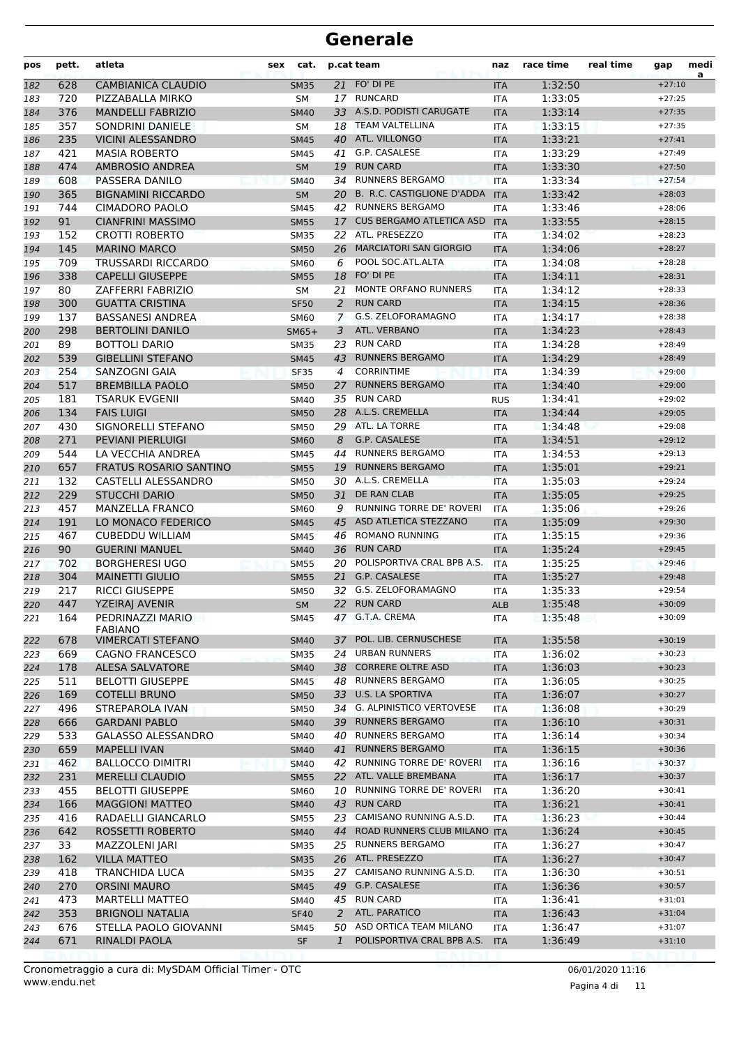# Generale

| pos | pett. | atleta | sex | cat. | p.cat | team | naz | race time | real time | gap | media |
|---|---|---|---|---|---|---|---|---|---|---|---|
| 182 | 628 | CAMBIANICA CLAUDIO | | SM35 | 21 | FO' DI PE | ITA | 1:32:50 | | +27:10 | |
| 183 | 720 | PIZZABALLA MIRKO | | SM | 17 | RUNCARD | ITA | 1:33:05 | | +27:25 | |
| 184 | 376 | MANDELLI FABRIZIO | | SM40 | 33 | A.S.D. PODISTI CARUGATE | ITA | 1:33:14 | | +27:35 | |
| 185 | 357 | SONDRINI DANIELE | | SM | 18 | TEAM VALTELLINA | ITA | 1:33:15 | | +27:35 | |
| 186 | 235 | VICINI ALESSANDRO | | SM45 | 40 | ATL. VILLONGO | ITA | 1:33:21 | | +27:41 | |
| 187 | 421 | MASIA ROBERTO | | SM45 | 41 | G.P. CASALESE | ITA | 1:33:29 | | +27:49 | |
| 188 | 474 | AMBROSIO ANDREA | | SM | 19 | RUN CARD | ITA | 1:33:30 | | +27:50 | |
| 189 | 608 | PASSERA DANILO | | SM40 | 34 | RUNNERS BERGAMO | ITA | 1:33:34 | | +27:54 | |
| 190 | 365 | BIGNAMINI RICCARDO | | SM | 20 | B. R.C. CASTIGLIONE D'ADDA | ITA | 1:33:42 | | +28:03 | |
| 191 | 744 | CIMADORO PAOLO | | SM45 | 42 | RUNNERS BERGAMO | ITA | 1:33:46 | | +28:06 | |
| 192 | 91 | CIANFRINI MASSIMO | | SM55 | 17 | CUS BERGAMO ATLETICA ASD | ITA | 1:33:55 | | +28:15 | |
| 193 | 152 | CROTTI ROBERTO | | SM35 | 22 | ATL. PRESEZZO | ITA | 1:34:02 | | +28:23 | |
| 194 | 145 | MARINO MARCO | | SM50 | 26 | MARCIATORI SAN GIORGIO | ITA | 1:34:06 | | +28:27 | |
| 195 | 709 | TRUSSARDI RICCARDO | | SM60 | 6 | POOL SOC.ATL.ALTA | ITA | 1:34:08 | | +28:28 | |
| 196 | 338 | CAPELLI GIUSEPPE | | SM55 | 18 | FO' DI PE | ITA | 1:34:11 | | +28:31 | |
| 197 | 80 | ZAFFERRI FABRIZIO | | SM | 21 | MONTE ORFANO RUNNERS | ITA | 1:34:12 | | +28:33 | |
| 198 | 300 | GUATTA CRISTINA | | SF50 | 2 | RUN CARD | ITA | 1:34:15 | | +28:36 | |
| 199 | 137 | BASSANESI ANDREA | | SM60 | 7 | G.S. ZELOFORAMAGNO | ITA | 1:34:17 | | +28:38 | |
| 200 | 298 | BERTOLINI DANILO | | SM65+ | 3 | ATL. VERBANO | ITA | 1:34:23 | | +28:43 | |
| 201 | 89 | BOTTOLI DARIO | | SM35 | 23 | RUN CARD | ITA | 1:34:28 | | +28:49 | |
| 202 | 539 | GIBELLINI STEFANO | | SM45 | 43 | RUNNERS BERGAMO | ITA | 1:34:29 | | +28:49 | |
| 203 | 254 | SANZOGNI GAIA | | SF35 | 4 | CORRINTIME | ITA | 1:34:39 | | +29:00 | |
| 204 | 517 | BREMBILLA PAOLO | | SM50 | 27 | RUNNERS BERGAMO | ITA | 1:34:40 | | +29:00 | |
| 205 | 181 | TSARUK EVGENII | | SM40 | 35 | RUN CARD | RUS | 1:34:41 | | +29:02 | |
| 206 | 134 | FAIS LUIGI | | SM50 | 28 | A.L.S. CREMELLA | ITA | 1:34:44 | | +29:05 | |
| 207 | 430 | SIGNORELLI STEFANO | | SM50 | 29 | ATL. LA TORRE | ITA | 1:34:48 | | +29:08 | |
| 208 | 271 | PEVIANI PIERLUIGI | | SM60 | 8 | G.P. CASALESE | ITA | 1:34:51 | | +29:12 | |
| 209 | 544 | LA VECCHIA ANDREA | | SM45 | 44 | RUNNERS BERGAMO | ITA | 1:34:53 | | +29:13 | |
| 210 | 657 | FRATUS ROSARIO SANTINO | | SM55 | 19 | RUNNERS BERGAMO | ITA | 1:35:01 | | +29:21 | |
| 211 | 132 | CASTELLI ALESSANDRO | | SM50 | 30 | A.L.S. CREMELLA | ITA | 1:35:03 | | +29:24 | |
| 212 | 229 | STUCCHI DARIO | | SM50 | 31 | DE RAN CLAB | ITA | 1:35:05 | | +29:25 | |
| 213 | 457 | MANZELLA FRANCO | | SM60 | 9 | RUNNING TORRE DE' ROVERI | ITA | 1:35:06 | | +29:26 | |
| 214 | 191 | LO MONACO FEDERICO | | SM45 | 45 | ASD ATLETICA STEZZANO | ITA | 1:35:09 | | +29:30 | |
| 215 | 467 | CUBEDDU WILLIAM | | SM45 | 46 | ROMANO RUNNING | ITA | 1:35:15 | | +29:36 | |
| 216 | 90 | GUERINI MANUEL | | SM40 | 36 | RUN CARD | ITA | 1:35:24 | | +29:45 | |
| 217 | 702 | BORGHERESI UGO | | SM55 | 20 | POLISPORTIVA CRAL BPB A.S. | ITA | 1:35:25 | | +29:46 | |
| 218 | 304 | MAINETTI GIULIO | | SM55 | 21 | G.P. CASALESE | ITA | 1:35:27 | | +29:48 | |
| 219 | 217 | RICCI GIUSEPPE | | SM50 | 32 | G.S. ZELOFORAMAGNO | ITA | 1:35:33 | | +29:54 | |
| 220 | 447 | YZEIRAJ AVENIR | | SM | 22 | RUN CARD | ALB | 1:35:48 | | +30:09 | |
| 221 | 164 | PEDRINAZZI MARIO FABIANO | | SM45 | 47 | G.T.A. CREMA | ITA | 1:35:48 | | +30:09 | |
| 222 | 678 | VIMERCATI STEFANO | | SM40 | 37 | POL. LIB. CERNUSCHESE | ITA | 1:35:58 | | +30:19 | |
| 223 | 669 | CAGNO FRANCESCO | | SM35 | 24 | URBAN RUNNERS | ITA | 1:36:02 | | +30:23 | |
| 224 | 178 | ALESA SALVATORE | | SM40 | 38 | CORRERE OLTRE ASD | ITA | 1:36:03 | | +30:23 | |
| 225 | 511 | BELOTTI GIUSEPPE | | SM45 | 48 | RUNNERS BERGAMO | ITA | 1:36:05 | | +30:25 | |
| 226 | 169 | COTELLI BRUNO | | SM50 | 33 | U.S. LA SPORTIVA | ITA | 1:36:07 | | +30:27 | |
| 227 | 496 | STREPAROLA IVAN | | SM50 | 34 | G. ALPINISTICO VERTOVESE | ITA | 1:36:08 | | +30:29 | |
| 228 | 666 | GARDANI PABLO | | SM40 | 39 | RUNNERS BERGAMO | ITA | 1:36:10 | | +30:31 | |
| 229 | 533 | GALASSO ALESSANDRO | | SM40 | 40 | RUNNERS BERGAMO | ITA | 1:36:14 | | +30:34 | |
| 230 | 659 | MAPELLI IVAN | | SM40 | 41 | RUNNERS BERGAMO | ITA | 1:36:15 | | +30:36 | |
| 231 | 462 | BALLOCCO DIMITRI | | SM40 | 42 | RUNNING TORRE DE' ROVERI | ITA | 1:36:16 | | +30:37 | |
| 232 | 231 | MERELLI CLAUDIO | | SM55 | 22 | ATL. VALLE BREMBANA | ITA | 1:36:17 | | +30:37 | |
| 233 | 455 | BELOTTI GIUSEPPE | | SM60 | 10 | RUNNING TORRE DE' ROVERI | ITA | 1:36:20 | | +30:41 | |
| 234 | 166 | MAGGIONI MATTEO | | SM40 | 43 | RUN CARD | ITA | 1:36:21 | | +30:41 | |
| 235 | 416 | RADAELLI GIANCARLO | | SM55 | 23 | CAMISANO RUNNING A.S.D. | ITA | 1:36:23 | | +30:44 | |
| 236 | 642 | ROSSETTI ROBERTO | | SM40 | 44 | ROAD RUNNERS CLUB MILANO | ITA | 1:36:24 | | +30:45 | |
| 237 | 33 | MAZZOLENI JARI | | SM35 | 25 | RUNNERS BERGAMO | ITA | 1:36:27 | | +30:47 | |
| 238 | 162 | VILLA MATTEO | | SM35 | 26 | ATL. PRESEZZO | ITA | 1:36:27 | | +30:47 | |
| 239 | 418 | TRANCHIDA LUCA | | SM35 | 27 | CAMISANO RUNNING A.S.D. | ITA | 1:36:30 | | +30:51 | |
| 240 | 270 | ORSINI MAURO | | SM45 | 49 | G.P. CASALESE | ITA | 1:36:36 | | +30:57 | |
| 241 | 473 | MARTELLI MATTEO | | SM40 | 45 | RUN CARD | ITA | 1:36:41 | | +31:01 | |
| 242 | 353 | BRIGNOLI NATALIA | | SF40 | 2 | ATL. PARATICO | ITA | 1:36:43 | | +31:04 | |
| 243 | 676 | STELLA PAOLO GIOVANNI | | SM45 | 50 | ASD ORTICA TEAM MILANO | ITA | 1:36:47 | | +31:07 | |
| 244 | 671 | RINALDI PAOLA | | SF | 1 | POLISPORTIVA CRAL BPB A.S. | ITA | 1:36:49 | | +31:10 | |

Cronometraggio a cura di: MySDAM Official Timer - OTC
www.endu.net

06/01/2020 11:16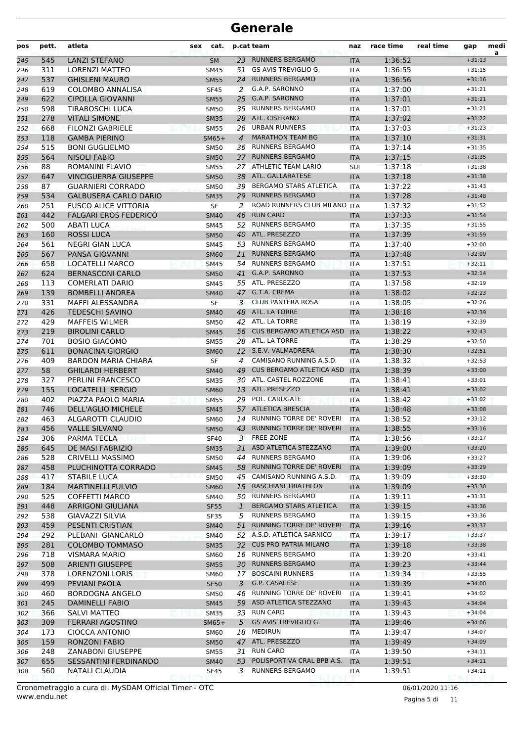# Generale

| pos | pett. | atleta | sex | cat. | p.cat | team | naz | race time | real time | gap | media |
|---|---|---|---|---|---|---|---|---|---|---|---|
| 245 | 545 | LANZI STEFANO | | SM | 23 | RUNNERS BERGAMO | ITA | 1:36:52 | | +31:13 | |
| 246 | 311 | LORENZI MATTEO | | SM45 | 51 | GS AVIS TREVIGLIO G. | ITA | 1:36:55 | | +31:15 | |
| 247 | 537 | GHISLENI MAURO | | SM55 | 24 | RUNNERS BERGAMO | ITA | 1:36:56 | | +31:16 | |
| 248 | 619 | COLOMBO ANNALISA | | SF45 | 2 | G.A.P. SARONNO | ITA | 1:37:00 | | +31:21 | |
| 249 | 622 | CIPOLLA GIOVANNI | | SM55 | 25 | G.A.P. SARONNO | ITA | 1:37:01 | | +31:21 | |
| 250 | 598 | TIRABOSCHI LUCA | | SM50 | 35 | RUNNERS BERGAMO | ITA | 1:37:01 | | +31:21 | |
| 251 | 278 | VITALI SIMONE | | SM35 | 28 | ATL. CISERANO | ITA | 1:37:02 | | +31:22 | |
| 252 | 668 | FILONZI GABRIELE | | SM55 | 26 | URBAN RUNNERS | ITA | 1:37:03 | | +31:23 | |
| 253 | 118 | GAMBA PIERINO | | SM65+ | 4 | MARATHON TEAM BG | ITA | 1:37:10 | | +31:31 | |
| 254 | 515 | BONI GUGLIELMO | | SM50 | 36 | RUNNERS BERGAMO | ITA | 1:37:14 | | +31:35 | |
| 255 | 564 | NISOLI FABIO | | SM50 | 37 | RUNNERS BERGAMO | ITA | 1:37:15 | | +31:35 | |
| 256 | 88 | ROMANINI FLAVIO | | SM55 | 27 | ATHLETIC TEAM LARIO | SUI | 1:37:18 | | +31:38 | |
| 257 | 647 | VINCIGUERRA GIUSEPPE | | SM50 | 38 | ATL. GALLARATESE | ITA | 1:37:18 | | +31:38 | |
| 258 | 87 | GUARNIERI CORRADO | | SM50 | 39 | BERGAMO STARS ATLETICA | ITA | 1:37:22 | | +31:43 | |
| 259 | 534 | GALBUSERA CARLO DARIO | | SM35 | 29 | RUNNERS BERGAMO | ITA | 1:37:28 | | +31:48 | |
| 260 | 251 | FUSCO ALICE VITTORIA | | SF | 2 | ROAD RUNNERS CLUB MILANO | ITA | 1:37:32 | | +31:52 | |
| 261 | 442 | FALGARI EROS FEDERICO | | SM40 | 46 | RUN CARD | ITA | 1:37:33 | | +31:54 | |
| 262 | 500 | ABATI LUCA | | SM45 | 52 | RUNNERS BERGAMO | ITA | 1:37:35 | | +31:55 | |
| 263 | 160 | ROSSI LUCA | | SM50 | 40 | ATL. PRESEZZO | ITA | 1:37:39 | | +31:59 | |
| 264 | 561 | NEGRI GIAN LUCA | | SM45 | 53 | RUNNERS BERGAMO | ITA | 1:37:40 | | +32:00 | |
| 265 | 567 | PANSA GIOVANNI | | SM60 | 11 | RUNNERS BERGAMO | ITA | 1:37:48 | | +32:09 | |
| 266 | 658 | LOCATELLI MARCO | | SM45 | 54 | RUNNERS BERGAMO | ITA | 1:37:51 | | +32:11 | |
| 267 | 624 | BERNASCONI CARLO | | SM50 | 41 | G.A.P. SARONNO | ITA | 1:37:53 | | +32:14 | |
| 268 | 113 | COMERLATI DARIO | | SM45 | 55 | ATL. PRESEZZO | ITA | 1:37:58 | | +32:19 | |
| 269 | 139 | BOMBELLI ANDREA | | SM40 | 47 | G.T.A. CREMA | ITA | 1:38:02 | | +32:23 | |
| 270 | 331 | MAFFI ALESSANDRA | | SF | 3 | CLUB PANTERA ROSA | ITA | 1:38:05 | | +32:26 | |
| 271 | 426 | TEDESCHI SAVINO | | SM40 | 48 | ATL. LA TORRE | ITA | 1:38:18 | | +32:39 | |
| 272 | 429 | MAFFEIS WILMER | | SM50 | 42 | ATL. LA TORRE | ITA | 1:38:19 | | +32:39 | |
| 273 | 219 | BIROLINI CARLO | | SM45 | 56 | CUS BERGAMO ATLETICA ASD | ITA | 1:38:22 | | +32:43 | |
| 274 | 701 | BOSIO GIACOMO | | SM55 | 28 | ATL. LA TORRE | ITA | 1:38:29 | | +32:50 | |
| 275 | 611 | BONACINA GIORGIO | | SM60 | 12 | S.E.V. VALMADRERA | ITA | 1:38:30 | | +32:51 | |
| 276 | 409 | BARDON MARIA CHIARA | | SF | 4 | CAMISANO RUNNING A.S.D. | ITA | 1:38:32 | | +32:53 | |
| 277 | 58 | GHILARDI HERBERT | | SM40 | 49 | CUS BERGAMO ATLETICA ASD | ITA | 1:38:39 | | +33:00 | |
| 278 | 327 | PERLINI FRANCESCO | | SM35 | 30 | ATL. CASTEL ROZZONE | ITA | 1:38:41 | | +33:01 | |
| 279 | 155 | LOCATELLI SERGIO | | SM60 | 13 | ATL. PRESEZZO | ITA | 1:38:41 | | +33:02 | |
| 280 | 402 | PIAZZA PAOLO MARIA | | SM55 | 29 | POL. CARUGATE | ITA | 1:38:42 | | +33:02 | |
| 281 | 746 | DELL'AGLIO MICHELE | | SM45 | 57 | ATLETICA BRESCIA | ITA | 1:38:48 | | +33:08 | |
| 282 | 463 | ALGAROTTI CLAUDIO | | SM60 | 14 | RUNNING TORRE DE' ROVERI | ITA | 1:38:52 | | +33:12 | |
| 283 | 456 | VALLE SILVANO | | SM50 | 43 | RUNNING TORRE DE' ROVERI | ITA | 1:38:55 | | +33:16 | |
| 284 | 306 | PARMA TECLA | | SF40 | 3 | FREE-ZONE | ITA | 1:38:56 | | +33:17 | |
| 285 | 645 | DE MASI FABRIZIO | | SM35 | 31 | ASD ATLETICA STEZZANO | ITA | 1:39:00 | | +33:20 | |
| 286 | 528 | CRIVELLI MASSIMO | | SM50 | 44 | RUNNERS BERGAMO | ITA | 1:39:06 | | +33:27 | |
| 287 | 458 | PLUCHINOTTA CORRADO | | SM45 | 58 | RUNNING TORRE DE' ROVERI | ITA | 1:39:09 | | +33:29 | |
| 288 | 417 | STABILE LUCA | | SM50 | 45 | CAMISANO RUNNING A.S.D. | ITA | 1:39:09 | | +33:30 | |
| 289 | 184 | MARTINELLI FULVIO | | SM60 | 15 | RASCHIANI TRIATHLON | ITA | 1:39:09 | | +33:30 | |
| 290 | 525 | COFFETTI MARCO | | SM40 | 50 | RUNNERS BERGAMO | ITA | 1:39:11 | | +33:31 | |
| 291 | 448 | ARRIGONI GIULIANA | | SF55 | 1 | BERGAMO STARS ATLETICA | ITA | 1:39:15 | | +33:36 | |
| 292 | 538 | GIAVAZZI SILVIA | | SF35 | 5 | RUNNERS BERGAMO | ITA | 1:39:15 | | +33:36 | |
| 293 | 459 | PESENTI CRISTIAN | | SM40 | 51 | RUNNING TORRE DE' ROVERI | ITA | 1:39:16 | | +33:37 | |
| 294 | 292 | PLEBANI GIANCARLO | | SM40 | 52 | A.S.D. ATLETICA SARNICO | ITA | 1:39:17 | | +33:37 | |
| 295 | 281 | COLOMBO TOMMASO | | SM35 | 32 | CUS PRO PATRIA MILANO | ITA | 1:39:18 | | +33:38 | |
| 296 | 718 | VISMARA MARIO | | SM60 | 16 | RUNNERS BERGAMO | ITA | 1:39:20 | | +33:41 | |
| 297 | 508 | ARIENTI GIUSEPPE | | SM55 | 30 | RUNNERS BERGAMO | ITA | 1:39:23 | | +33:44 | |
| 298 | 378 | LORENZONI LORIS | | SM60 | 17 | BOSCAINI RUNNERS | ITA | 1:39:34 | | +33:55 | |
| 299 | 499 | PEVIANI PAOLA | | SF50 | 3 | G.P. CASALESE | ITA | 1:39:39 | | +34:00 | |
| 300 | 460 | BORDOGNA ANGELO | | SM50 | 46 | RUNNING TORRE DE' ROVERI | ITA | 1:39:41 | | +34:02 | |
| 301 | 245 | DAMINELLI FABIO | | SM45 | 59 | ASD ATLETICA STEZZANO | ITA | 1:39:43 | | +34:04 | |
| 302 | 366 | SALVI MATTEO | | SM35 | 33 | RUN CARD | ITA | 1:39:43 | | +34:04 | |
| 303 | 309 | FERRARI AGOSTINO | | SM65+ | 5 | GS AVIS TREVIGLIO G. | ITA | 1:39:46 | | +34:06 | |
| 304 | 173 | CIOCCA ANTONIO | | SM60 | 18 | MEDIRUN | ITA | 1:39:47 | | +34:07 | |
| 305 | 159 | RONZONI FABIO | | SM50 | 47 | ATL. PRESEZZO | ITA | 1:39:49 | | +34:09 | |
| 306 | 248 | ZANABONI GIUSEPPE | | SM55 | 31 | RUN CARD | ITA | 1:39:50 | | +34:11 | |
| 307 | 655 | SESSANTINI FERDINANDO | | SM40 | 53 | POLISPORTIVA CRAL BPB A.S. | ITA | 1:39:51 | | +34:11 | |
| 308 | 560 | NATALI CLAUDIA | | SF45 | 3 | RUNNERS BERGAMO | ITA | 1:39:51 | | +34:11 | |

Cronometraggio a cura di: MySDAM Official Timer - OTC
www.endu.net

06/01/2020 11:16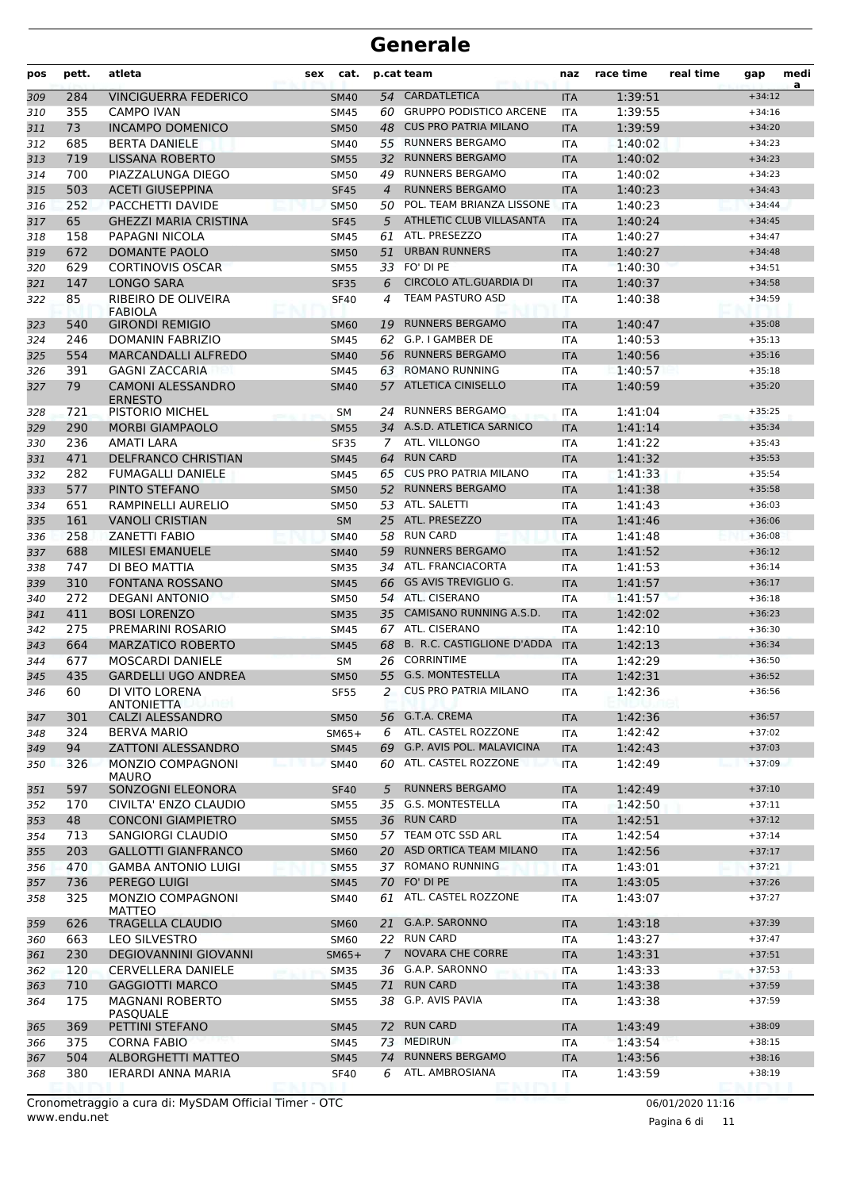# Generale

| pos | pett. | atleta | sex | cat. | p.cat | team | naz | race time | real time | gap | media |
|---|---|---|---|---|---|---|---|---|---|---|---|
| 309 | 284 | VINCIGUERRA FEDERICO | | SM40 | 54 | CARDATLETICA | ITA | 1:39:51 | | +34:12 | |
| 310 | 355 | CAMPO IVAN | | SM45 | 60 | GRUPPO PODISTICO ARCENE | ITA | 1:39:55 | | +34:16 | |
| 311 | 73 | INCAMPO DOMENICO | | SM50 | 48 | CUS PRO PATRIA MILANO | ITA | 1:39:59 | | +34:20 | |
| 312 | 685 | BERTA DANIELE | | SM40 | 55 | RUNNERS BERGAMO | ITA | 1:40:02 | | +34:23 | |
| 313 | 719 | LISSANA ROBERTO | | SM55 | 32 | RUNNERS BERGAMO | ITA | 1:40:02 | | +34:23 | |
| 314 | 700 | PIAZZALUNGA DIEGO | | SM50 | 49 | RUNNERS BERGAMO | ITA | 1:40:02 | | +34:23 | |
| 315 | 503 | ACETI GIUSEPPINA | | SF45 | 4 | RUNNERS BERGAMO | ITA | 1:40:23 | | +34:43 | |
| 316 | 252 | PACCHETTI DAVIDE | | SM50 | 50 | POL. TEAM BRIANZA LISSONE | ITA | 1:40:23 | | +34:44 | |
| 317 | 65 | GHEZZI MARIA CRISTINA | | SF45 | 5 | ATHLETIC CLUB VILLASANTA | ITA | 1:40:24 | | +34:45 | |
| 318 | 158 | PAPAGNI NICOLA | | SM45 | 61 | ATL. PRESEZZO | ITA | 1:40:27 | | +34:47 | |
| 319 | 672 | DOMANTE PAOLO | | SM50 | 51 | URBAN RUNNERS | ITA | 1:40:27 | | +34:48 | |
| 320 | 629 | CORTINOVIS OSCAR | | SM55 | 33 | FO' DI PE | ITA | 1:40:30 | | +34:51 | |
| 321 | 147 | LONGO SARA | | SF35 | 6 | CIRCOLO ATL.GUARDIA DI | ITA | 1:40:37 | | +34:58 | |
| 322 | 85 | RIBEIRO DE OLIVEIRA FABIOLA | | SF40 | 4 | TEAM PASTURO ASD | ITA | 1:40:38 | | +34:59 | |
| 323 | 540 | GIRONDI REMIGIO | | SM60 | 19 | RUNNERS BERGAMO | ITA | 1:40:47 | | +35:08 | |
| 324 | 246 | DOMANIN FABRIZIO | | SM45 | 62 | G.P. I GAMBER DE | ITA | 1:40:53 | | +35:13 | |
| 325 | 554 | MARCANDALLI ALFREDO | | SM40 | 56 | RUNNERS BERGAMO | ITA | 1:40:56 | | +35:16 | |
| 326 | 391 | GAGNI ZACCARIA | | SM45 | 63 | ROMANO RUNNING | ITA | 1:40:57 | | +35:18 | |
| 327 | 79 | CAMONI ALESSANDRO ERNESTO | | SM40 | 57 | ATLETICA CINISELLO | ITA | 1:40:59 | | +35:20 | |
| 328 | 721 | PISTORIO MICHEL | | SM | 24 | RUNNERS BERGAMO | ITA | 1:41:04 | | +35:25 | |
| 329 | 290 | MORBI GIAMPAOLO | | SM55 | 34 | A.S.D. ATLETICA SARNICO | ITA | 1:41:14 | | +35:34 | |
| 330 | 236 | AMATI LARA | | SF35 | 7 | ATL. VILLONGO | ITA | 1:41:22 | | +35:43 | |
| 331 | 471 | DELFRANCO CHRISTIAN | | SM45 | 64 | RUN CARD | ITA | 1:41:32 | | +35:53 | |
| 332 | 282 | FUMAGALLI DANIELE | | SM45 | 65 | CUS PRO PATRIA MILANO | ITA | 1:41:33 | | +35:54 | |
| 333 | 577 | PINTO STEFANO | | SM50 | 52 | RUNNERS BERGAMO | ITA | 1:41:38 | | +35:58 | |
| 334 | 651 | RAMPINELLI AURELIO | | SM50 | 53 | ATL. SALETTI | ITA | 1:41:43 | | +36:03 | |
| 335 | 161 | VANOLI CRISTIAN | | SM | 25 | ATL. PRESEZZO | ITA | 1:41:46 | | +36:06 | |
| 336 | 258 | ZANETTI FABIO | | SM40 | 58 | RUN CARD | ITA | 1:41:48 | | +36:08 | |
| 337 | 688 | MILESI EMANUELE | | SM40 | 59 | RUNNERS BERGAMO | ITA | 1:41:52 | | +36:12 | |
| 338 | 747 | DI BEO MATTIA | | SM35 | 34 | ATL. FRANCIACORTA | ITA | 1:41:53 | | +36:14 | |
| 339 | 310 | FONTANA ROSSANO | | SM45 | 66 | GS AVIS TREVIGLIO G. | ITA | 1:41:57 | | +36:17 | |
| 340 | 272 | DEGANI ANTONIO | | SM50 | 54 | ATL. CISERANO | ITA | 1:41:57 | | +36:18 | |
| 341 | 411 | BOSI LORENZO | | SM35 | 35 | CAMISANO RUNNING A.S.D. | ITA | 1:42:02 | | +36:23 | |
| 342 | 275 | PREMARINI ROSARIO | | SM45 | 67 | ATL. CISERANO | ITA | 1:42:10 | | +36:30 | |
| 343 | 664 | MARZATICO ROBERTO | | SM45 | 68 | B. R.C. CASTIGLIONE D'ADDA | ITA | 1:42:13 | | +36:34 | |
| 344 | 677 | MOSCARDI DANIELE | | SM | 26 | CORRINTIME | ITA | 1:42:29 | | +36:50 | |
| 345 | 435 | GARDELLI UGO ANDREA | | SM50 | 55 | G.S. MONTESTELLA | ITA | 1:42:31 | | +36:52 | |
| 346 | 60 | DI VITO LORENA ANTONIETTA | | SF55 | 2 | CUS PRO PATRIA MILANO | ITA | 1:42:36 | | +36:56 | |
| 347 | 301 | CALZI ALESSANDRO | | SM50 | 56 | G.T.A. CREMA | ITA | 1:42:36 | | +36:57 | |
| 348 | 324 | BERVA MARIO | | SM65+ | 6 | ATL. CASTEL ROZZONE | ITA | 1:42:42 | | +37:02 | |
| 349 | 94 | ZATTONI ALESSANDRO | | SM45 | 69 | G.P. AVIS POL. MALAVICINA | ITA | 1:42:43 | | +37:03 | |
| 350 | 326 | MONZIO COMPAGNONI MAURO | | SM40 | 60 | ATL. CASTEL ROZZONE | ITA | 1:42:49 | | +37:09 | |
| 351 | 597 | SONZOGNI ELEONORA | | SF40 | 5 | RUNNERS BERGAMO | ITA | 1:42:49 | | +37:10 | |
| 352 | 170 | CIVILTA' ENZO CLAUDIO | | SM55 | 35 | G.S. MONTESTELLA | ITA | 1:42:50 | | +37:11 | |
| 353 | 48 | CONCONI GIAMPIETRO | | SM55 | 36 | RUN CARD | ITA | 1:42:51 | | +37:12 | |
| 354 | 713 | SANGIORGI CLAUDIO | | SM50 | 57 | TEAM OTC SSD ARL | ITA | 1:42:54 | | +37:14 | |
| 355 | 203 | GALLOTTI GIANFRANCO | | SM60 | 20 | ASD ORTICA TEAM MILANO | ITA | 1:42:56 | | +37:17 | |
| 356 | 470 | GAMBA ANTONIO LUIGI | | SM55 | 37 | ROMANO RUNNING | ITA | 1:43:01 | | +37:21 | |
| 357 | 736 | PEREGO LUIGI | | SM45 | 70 | FO' DI PE | ITA | 1:43:05 | | +37:26 | |
| 358 | 325 | MONZIO COMPAGNONI MATTEO | | SM40 | 61 | ATL. CASTEL ROZZONE | ITA | 1:43:07 | | +37:27 | |
| 359 | 626 | TRAGELLA CLAUDIO | | SM60 | 21 | G.A.P. SARONNO | ITA | 1:43:18 | | +37:39 | |
| 360 | 663 | LEO SILVESTRO | | SM60 | 22 | RUN CARD | ITA | 1:43:27 | | +37:47 | |
| 361 | 230 | DEGIOVANNINI GIOVANNI | | SM65+ | 7 | NOVARA CHE CORRE | ITA | 1:43:31 | | +37:51 | |
| 362 | 120 | CERVELLERA DANIELE | | SM35 | 36 | G.A.P. SARONNO | ITA | 1:43:33 | | +37:53 | |
| 363 | 710 | GAGGIOTTI MARCO | | SM45 | 71 | RUN CARD | ITA | 1:43:38 | | +37:59 | |
| 364 | 175 | MAGNANI ROBERTO PASQUALE | | SM55 | 38 | G.P. AVIS PAVIA | ITA | 1:43:38 | | +37:59 | |
| 365 | 369 | PETTINI STEFANO | | SM45 | 72 | RUN CARD | ITA | 1:43:49 | | +38:09 | |
| 366 | 375 | CORNA FABIO | | SM45 | 73 | MEDIRUN | ITA | 1:43:54 | | +38:15 | |
| 367 | 504 | ALBORGHETTI MATTEO | | SM45 | 74 | RUNNERS BERGAMO | ITA | 1:43:56 | | +38:16 | |
| 368 | 380 | IERARDI ANNA MARIA | | SF40 | 6 | ATL. AMBROSIANA | ITA | 1:43:59 | | +38:19 | |

Cronometraggio a cura di: MySDAM Official Timer - OTC
www.endu.net

06/01/2020 11:16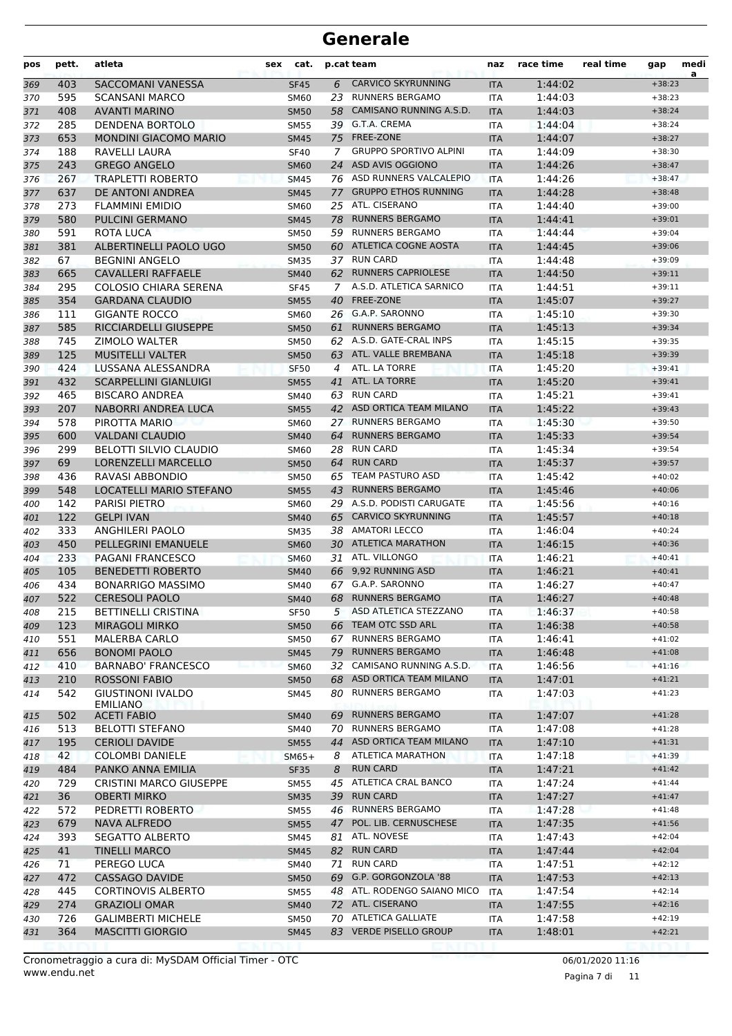# Generale

| pos | pett. | atleta | sex | cat. | p.cat | team | naz | race time | real time | gap | media |
|---|---|---|---|---|---|---|---|---|---|---|---|
| 369 | 403 | SACCOMANI VANESSA | | SF45 | 6 | CARVICO SKYRUNNING | ITA | 1:44:02 | | +38:23 | |
| 370 | 595 | SCANSANI MARCO | | SM60 | 23 | RUNNERS BERGAMO | ITA | 1:44:03 | | +38:23 | |
| 371 | 408 | AVANTI MARINO | | SM50 | 58 | CAMISANO RUNNING A.S.D. | ITA | 1:44:03 | | +38:24 | |
| 372 | 285 | DENDENA BORTOLO | | SM55 | 39 | G.T.A. CREMA | ITA | 1:44:04 | | +38:24 | |
| 373 | 653 | MONDINI GIACOMO MARIO | | SM45 | 75 | FREE-ZONE | ITA | 1:44:07 | | +38:27 | |
| 374 | 188 | RAVELLI LAURA | | SF40 | 7 | GRUPPO SPORTIVO ALPINI | ITA | 1:44:09 | | +38:30 | |
| 375 | 243 | GREGO ANGELO | | SM60 | 24 | ASD AVIS OGGIONO | ITA | 1:44:26 | | +38:47 | |
| 376 | 267 | TRAPLETTI ROBERTO | | SM45 | 76 | ASD RUNNERS VALCALEPIO | ITA | 1:44:26 | | +38:47 | |
| 377 | 637 | DE ANTONI ANDREA | | SM45 | 77 | GRUPPO ETHOS RUNNING | ITA | 1:44:28 | | +38:48 | |
| 378 | 273 | FLAMMINI EMIDIO | | SM60 | 25 | ATL. CISERANO | ITA | 1:44:40 | | +39:00 | |
| 379 | 580 | PULCINI GERMANO | | SM45 | 78 | RUNNERS BERGAMO | ITA | 1:44:41 | | +39:01 | |
| 380 | 591 | ROTA LUCA | | SM50 | 59 | RUNNERS BERGAMO | ITA | 1:44:44 | | +39:04 | |
| 381 | 381 | ALBERTINELLI PAOLO UGO | | SM50 | 60 | ATLETICA COGNE AOSTA | ITA | 1:44:45 | | +39:06 | |
| 382 | 67 | BEGNINI ANGELO | | SM35 | 37 | RUN CARD | ITA | 1:44:48 | | +39:09 | |
| 383 | 665 | CAVALLERI RAFFAELE | | SM40 | 62 | RUNNERS CAPRIOLESE | ITA | 1:44:50 | | +39:11 | |
| 384 | 295 | COLOSIO CHIARA SERENA | | SF45 | 7 | A.S.D. ATLETICA SARNICO | ITA | 1:44:51 | | +39:11 | |
| 385 | 354 | GARDANA CLAUDIO | | SM55 | 40 | FREE-ZONE | ITA | 1:45:07 | | +39:27 | |
| 386 | 111 | GIGANTE ROCCO | | SM60 | 26 | G.A.P. SARONNO | ITA | 1:45:10 | | +39:30 | |
| 387 | 585 | RICCIARDELLI GIUSEPPE | | SM50 | 61 | RUNNERS BERGAMO | ITA | 1:45:13 | | +39:34 | |
| 388 | 745 | ZIMOLO WALTER | | SM50 | 62 | A.S.D. GATE-CRAL INPS | ITA | 1:45:15 | | +39:35 | |
| 389 | 125 | MUSITELLI VALTER | | SM50 | 63 | ATL. VALLE BREMBANA | ITA | 1:45:18 | | +39:39 | |
| 390 | 424 | LUSSANA ALESSANDRA | | SF50 | 4 | ATL. LA TORRE | ITA | 1:45:20 | | +39:41 | |
| 391 | 432 | SCARPELLINI GIANLUIGI | | SM55 | 41 | ATL. LA TORRE | ITA | 1:45:20 | | +39:41 | |
| 392 | 465 | BISCARO ANDREA | | SM40 | 63 | RUN CARD | ITA | 1:45:21 | | +39:41 | |
| 393 | 207 | NABORRI ANDREA LUCA | | SM55 | 42 | ASD ORTICA TEAM MILANO | ITA | 1:45:22 | | +39:43 | |
| 394 | 578 | PIROTTA MARIO | | SM60 | 27 | RUNNERS BERGAMO | ITA | 1:45:30 | | +39:50 | |
| 395 | 600 | VALDANI CLAUDIO | | SM40 | 64 | RUNNERS BERGAMO | ITA | 1:45:33 | | +39:54 | |
| 396 | 299 | BELOTTI SILVIO CLAUDIO | | SM60 | 28 | RUN CARD | ITA | 1:45:34 | | +39:54 | |
| 397 | 69 | LORENZELLI MARCELLO | | SM50 | 64 | RUN CARD | ITA | 1:45:37 | | +39:57 | |
| 398 | 436 | RAVASI ABBONDIO | | SM50 | 65 | TEAM PASTURO ASD | ITA | 1:45:42 | | +40:02 | |
| 399 | 548 | LOCATELLI MARIO STEFANO | | SM55 | 43 | RUNNERS BERGAMO | ITA | 1:45:46 | | +40:06 | |
| 400 | 142 | PARISI PIETRO | | SM60 | 29 | A.S.D. PODISTI CARUGATE | ITA | 1:45:56 | | +40:16 | |
| 401 | 122 | GELPI IVAN | | SM40 | 65 | CARVICO SKYRUNNING | ITA | 1:45:57 | | +40:18 | |
| 402 | 333 | ANGHILERI PAOLO | | SM35 | 38 | AMATORI LECCO | ITA | 1:46:04 | | +40:24 | |
| 403 | 450 | PELLEGRINI EMANUELE | | SM60 | 30 | ATLETICA MARATHON | ITA | 1:46:15 | | +40:36 | |
| 404 | 233 | PAGANI FRANCESCO | | SM60 | 31 | ATL. VILLONGO | ITA | 1:46:21 | | +40:41 | |
| 405 | 105 | BENEDETTI ROBERTO | | SM40 | 66 | 9,92 RUNNING ASD | ITA | 1:46:21 | | +40:41 | |
| 406 | 434 | BONARRIGO MASSIMO | | SM40 | 67 | G.A.P. SARONNO | ITA | 1:46:27 | | +40:47 | |
| 407 | 522 | CERESOLI PAOLO | | SM40 | 68 | RUNNERS BERGAMO | ITA | 1:46:27 | | +40:48 | |
| 408 | 215 | BETTINELLI CRISTINA | | SF50 | 5 | ASD ATLETICA STEZZANO | ITA | 1:46:37 | | +40:58 | |
| 409 | 123 | MIRAGOLI MIRKO | | SM50 | 66 | TEAM OTC SSD ARL | ITA | 1:46:38 | | +40:58 | |
| 410 | 551 | MALERBA CARLO | | SM50 | 67 | RUNNERS BERGAMO | ITA | 1:46:41 | | +41:02 | |
| 411 | 656 | BONOMI PAOLO | | SM45 | 79 | RUNNERS BERGAMO | ITA | 1:46:48 | | +41:08 | |
| 412 | 410 | BARNABO' FRANCESCO | | SM60 | 32 | CAMISANO RUNNING A.S.D. | ITA | 1:46:56 | | +41:16 | |
| 413 | 210 | ROSSONI FABIO | | SM50 | 68 | ASD ORTICA TEAM MILANO | ITA | 1:47:01 | | +41:21 | |
| 414 | 542 | GIUSTINONI IVALDO EMILIANO | | SM45 | 80 | RUNNERS BERGAMO | ITA | 1:47:03 | | +41:23 | |
| 415 | 502 | ACETI FABIO | | SM40 | 69 | RUNNERS BERGAMO | ITA | 1:47:07 | | +41:28 | |
| 416 | 513 | BELOTTI STEFANO | | SM40 | 70 | RUNNERS BERGAMO | ITA | 1:47:08 | | +41:28 | |
| 417 | 195 | CERIOLI DAVIDE | | SM55 | 44 | ASD ORTICA TEAM MILANO | ITA | 1:47:10 | | +41:31 | |
| 418 | 42 | COLOMBI DANIELE | | SM65+ | 8 | ATLETICA MARATHON | ITA | 1:47:18 | | +41:39 | |
| 419 | 484 | PANKO ANNA EMILIA | | SF35 | 8 | RUN CARD | ITA | 1:47:21 | | +41:42 | |
| 420 | 729 | CRISTINI MARCO GIUSEPPE | | SM55 | 45 | ATLETICA CRAL BANCO | ITA | 1:47:24 | | +41:44 | |
| 421 | 36 | OBERTI MIRKO | | SM35 | 39 | RUN CARD | ITA | 1:47:27 | | +41:47 | |
| 422 | 572 | PEDRETTI ROBERTO | | SM55 | 46 | RUNNERS BERGAMO | ITA | 1:47:28 | | +41:48 | |
| 423 | 679 | NAVA ALFREDO | | SM55 | 47 | POL. LIB. CERNUSCHESE | ITA | 1:47:35 | | +41:56 | |
| 424 | 393 | SEGATTO ALBERTO | | SM45 | 81 | ATL. NOVESE | ITA | 1:47:43 | | +42:04 | |
| 425 | 41 | TINELLI MARCO | | SM45 | 82 | RUN CARD | ITA | 1:47:44 | | +42:04 | |
| 426 | 71 | PEREGO LUCA | | SM40 | 71 | RUN CARD | ITA | 1:47:51 | | +42:12 | |
| 427 | 472 | CASSAGO DAVIDE | | SM50 | 69 | G.P. GORGONZOLA '88 | ITA | 1:47:53 | | +42:13 | |
| 428 | 445 | CORTINOVIS ALBERTO | | SM55 | 48 | ATL. RODENGO SAIANO MICO | ITA | 1:47:54 | | +42:14 | |
| 429 | 274 | GRAZIOLI OMAR | | SM40 | 72 | ATL. CISERANO | ITA | 1:47:55 | | +42:16 | |
| 430 | 726 | GALIMBERTI MICHELE | | SM50 | 70 | ATLETICA GALLIATE | ITA | 1:47:58 | | +42:19 | |
| 431 | 364 | MASCITTI GIORGIO | | SM45 | 83 | VERDE PISELLO GROUP | ITA | 1:48:01 | | +42:21 | |

Cronometraggio a cura di: MySDAM Official Timer - OTC
www.endu.net

06/01/2020 11:16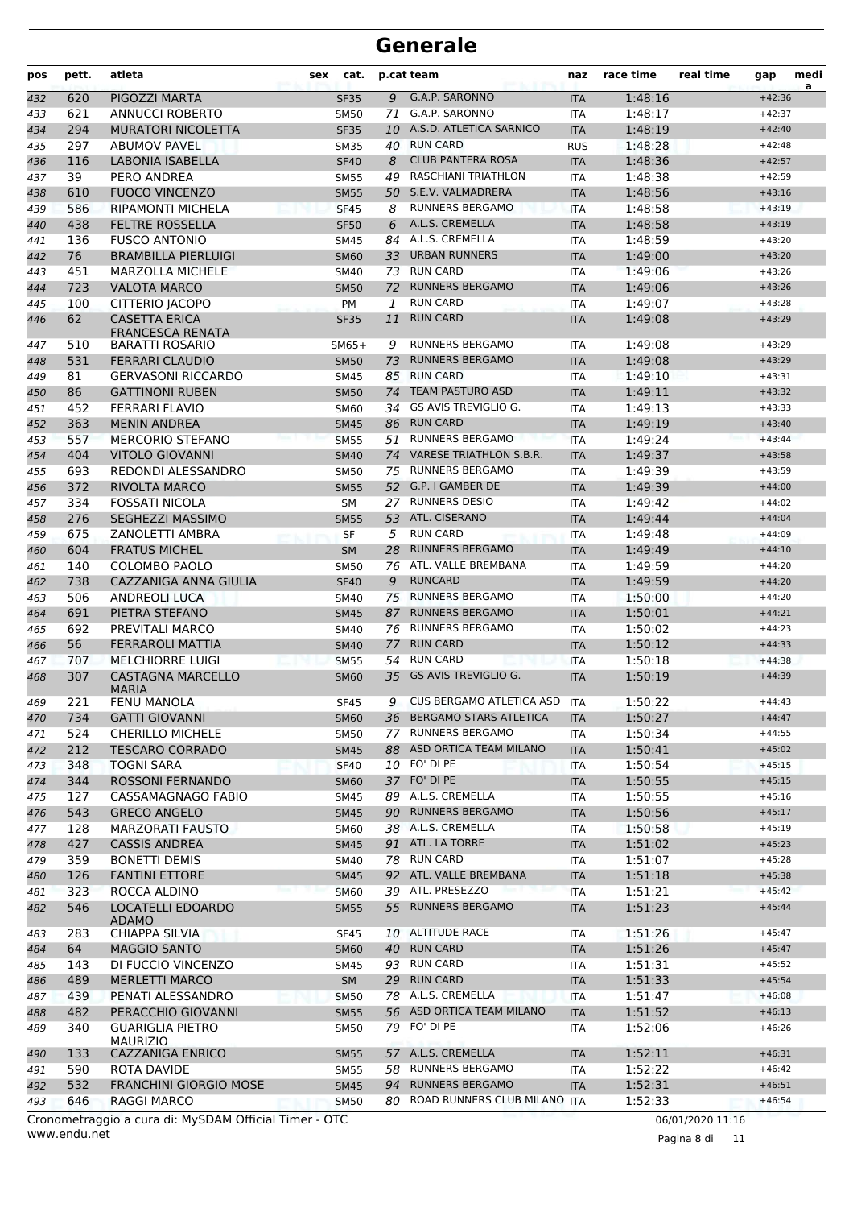# Generale

| pos | pett. | atleta | sex | cat. | p.cat | team | naz | race time | real time | gap | media |
|---|---|---|---|---|---|---|---|---|---|---|---|
| 432 | 620 | PIGOZZI MARTA | | SF35 | 9 | G.A.P. SARONNO | ITA | 1:48:16 | | +42:36 | |
| 433 | 621 | ANNUCCI ROBERTO | | SM50 | 71 | G.A.P. SARONNO | ITA | 1:48:17 | | +42:37 | |
| 434 | 294 | MURATORI NICOLETTA | | SF35 | 10 | A.S.D. ATLETICA SARNICO | ITA | 1:48:19 | | +42:40 | |
| 435 | 297 | ABUMOV PAVEL | | SM35 | 40 | RUN CARD | RUS | 1:48:28 | | +42:48 | |
| 436 | 116 | LABONIA ISABELLA | | SF40 | 8 | CLUB PANTERA ROSA | ITA | 1:48:36 | | +42:57 | |
| 437 | 39 | PERO ANDREA | | SM55 | 49 | RASCHIANI TRIATHLON | ITA | 1:48:38 | | +42:59 | |
| 438 | 610 | FUOCO VINCENZO | | SM55 | 50 | S.E.V. VALMADRERA | ITA | 1:48:56 | | +43:16 | |
| 439 | 586 | RIPAMONTI MICHELA | | SF45 | 8 | RUNNERS BERGAMO | ITA | 1:48:58 | | +43:19 | |
| 440 | 438 | FELTRE ROSSELLA | | SF50 | 6 | A.L.S. CREMELLA | ITA | 1:48:58 | | +43:19 | |
| 441 | 136 | FUSCO ANTONIO | | SM45 | 84 | A.L.S. CREMELLA | ITA | 1:48:59 | | +43:20 | |
| 442 | 76 | BRAMBILLA PIERLUIGI | | SM60 | 33 | URBAN RUNNERS | ITA | 1:49:00 | | +43:20 | |
| 443 | 451 | MARZOLLA MICHELE | | SM40 | 73 | RUN CARD | ITA | 1:49:06 | | +43:26 | |
| 444 | 723 | VALOTA MARCO | | SM50 | 72 | RUNNERS BERGAMO | ITA | 1:49:06 | | +43:26 | |
| 445 | 100 | CITTERIO JACOPO | | PM | 1 | RUN CARD | ITA | 1:49:07 | | +43:28 | |
| 446 | 62 | CASETTA ERICA FRANCESCA RENATA | | SF35 | 11 | RUN CARD | ITA | 1:49:08 | | +43:29 | |
| 447 | 510 | BARATTI ROSARIO | | SM65+ | 9 | RUNNERS BERGAMO | ITA | 1:49:08 | | +43:29 | |
| 448 | 531 | FERRARI CLAUDIO | | SM50 | 73 | RUNNERS BERGAMO | ITA | 1:49:08 | | +43:29 | |
| 449 | 81 | GERVASONI RICCARDO | | SM45 | 85 | RUN CARD | ITA | 1:49:10 | | +43:31 | |
| 450 | 86 | GATTINONI RUBEN | | SM50 | 74 | TEAM PASTURO ASD | ITA | 1:49:11 | | +43:32 | |
| 451 | 452 | FERRARI FLAVIO | | SM60 | 34 | GS AVIS TREVIGLIO G. | ITA | 1:49:13 | | +43:33 | |
| 452 | 363 | MENIN ANDREA | | SM45 | 86 | RUN CARD | ITA | 1:49:19 | | +43:40 | |
| 453 | 557 | MERCORIO STEFANO | | SM55 | 51 | RUNNERS BERGAMO | ITA | 1:49:24 | | +43:44 | |
| 454 | 404 | VITOLO GIOVANNI | | SM40 | 74 | VARESE TRIATHLON S.B.R. | ITA | 1:49:37 | | +43:58 | |
| 455 | 693 | REDONDI ALESSANDRO | | SM50 | 75 | RUNNERS BERGAMO | ITA | 1:49:39 | | +43:59 | |
| 456 | 372 | RIVOLTA MARCO | | SM55 | 52 | G.P. I GAMBER DE | ITA | 1:49:39 | | +44:00 | |
| 457 | 334 | FOSSATI NICOLA | | SM | 27 | RUNNERS DESIO | ITA | 1:49:42 | | +44:02 | |
| 458 | 276 | SEGHEZZI MASSIMO | | SM55 | 53 | ATL. CISERANO | ITA | 1:49:44 | | +44:04 | |
| 459 | 675 | ZANOLETTI AMBRA | | SF | 5 | RUN CARD | ITA | 1:49:48 | | +44:09 | |
| 460 | 604 | FRATUS MICHEL | | SM | 28 | RUNNERS BERGAMO | ITA | 1:49:49 | | +44:10 | |
| 461 | 140 | COLOMBO PAOLO | | SM50 | 76 | ATL. VALLE BREMBANA | ITA | 1:49:59 | | +44:20 | |
| 462 | 738 | CAZZANIGA ANNA GIULIA | | SF40 | 9 | RUNCARD | ITA | 1:49:59 | | +44:20 | |
| 463 | 506 | ANDREOLI LUCA | | SM40 | 75 | RUNNERS BERGAMO | ITA | 1:50:00 | | +44:20 | |
| 464 | 691 | PIETRA STEFANO | | SM45 | 87 | RUNNERS BERGAMO | ITA | 1:50:01 | | +44:21 | |
| 465 | 692 | PREVITALI MARCO | | SM40 | 76 | RUNNERS BERGAMO | ITA | 1:50:02 | | +44:23 | |
| 466 | 56 | FERRAROLI MATTIA | | SM40 | 77 | RUN CARD | ITA | 1:50:12 | | +44:33 | |
| 467 | 707 | MELCHIORRE LUIGI | | SM55 | 54 | RUN CARD | ITA | 1:50:18 | | +44:38 | |
| 468 | 307 | CASTAGNA MARCELLO MARIA | | SM60 | 35 | GS AVIS TREVIGLIO G. | ITA | 1:50:19 | | +44:39 | |
| 469 | 221 | FENU MANOLA | | SF45 | 9 | CUS BERGAMO ATLETICA ASD | ITA | 1:50:22 | | +44:43 | |
| 470 | 734 | GATTI GIOVANNI | | SM60 | 36 | BERGAMO STARS ATLETICA | ITA | 1:50:27 | | +44:47 | |
| 471 | 524 | CHERILLO MICHELE | | SM50 | 77 | RUNNERS BERGAMO | ITA | 1:50:34 | | +44:55 | |
| 472 | 212 | TESCARO CORRADO | | SM45 | 88 | ASD ORTICA TEAM MILANO | ITA | 1:50:41 | | +45:02 | |
| 473 | 348 | TOGNI SARA | | SF40 | 10 | FO' DI PE | ITA | 1:50:54 | | +45:15 | |
| 474 | 344 | ROSSONI FERNANDO | | SM60 | 37 | FO' DI PE | ITA | 1:50:55 | | +45:15 | |
| 475 | 127 | CASSAMAGNAGO FABIO | | SM45 | 89 | A.L.S. CREMELLA | ITA | 1:50:55 | | +45:16 | |
| 476 | 543 | GRECO ANGELO | | SM45 | 90 | RUNNERS BERGAMO | ITA | 1:50:56 | | +45:17 | |
| 477 | 128 | MARZORATI FAUSTO | | SM60 | 38 | A.L.S. CREMELLA | ITA | 1:50:58 | | +45:19 | |
| 478 | 427 | CASSIS ANDREA | | SM45 | 91 | ATL. LA TORRE | ITA | 1:51:02 | | +45:23 | |
| 479 | 359 | BONETTI DEMIS | | SM40 | 78 | RUN CARD | ITA | 1:51:07 | | +45:28 | |
| 480 | 126 | FANTINI ETTORE | | SM45 | 92 | ATL. VALLE BREMBANA | ITA | 1:51:18 | | +45:38 | |
| 481 | 323 | ROCCA ALDINO | | SM60 | 39 | ATL. PRESEZZO | ITA | 1:51:21 | | +45:42 | |
| 482 | 546 | LOCATELLI EDOARDO ADAMO | | SM55 | 55 | RUNNERS BERGAMO | ITA | 1:51:23 | | +45:44 | |
| 483 | 283 | CHIAPPA SILVIA | | SF45 | 10 | ALTITUDE RACE | ITA | 1:51:26 | | +45:47 | |
| 484 | 64 | MAGGIO SANTO | | SM60 | 40 | RUN CARD | ITA | 1:51:26 | | +45:47 | |
| 485 | 143 | DI FUCCIO VINCENZO | | SM45 | 93 | RUN CARD | ITA | 1:51:31 | | +45:52 | |
| 486 | 489 | MERLETTI MARCO | | SM | 29 | RUN CARD | ITA | 1:51:33 | | +45:54 | |
| 487 | 439 | PENATI ALESSANDRO | | SM50 | 78 | A.L.S. CREMELLA | ITA | 1:51:47 | | +46:08 | |
| 488 | 482 | PERACCHIO GIOVANNI | | SM55 | 56 | ASD ORTICA TEAM MILANO | ITA | 1:51:52 | | +46:13 | |
| 489 | 340 | GUARIGLIA PIETRO MAURIZIO | | SM50 | 79 | FO' DI PE | ITA | 1:52:06 | | +46:26 | |
| 490 | 133 | CAZZANIGA ENRICO | | SM55 | 57 | A.L.S. CREMELLA | ITA | 1:52:11 | | +46:31 | |
| 491 | 590 | ROTA DAVIDE | | SM55 | 58 | RUNNERS BERGAMO | ITA | 1:52:22 | | +46:42 | |
| 492 | 532 | FRANCHINI GIORGIO MOSE | | SM45 | 94 | RUNNERS BERGAMO | ITA | 1:52:31 | | +46:51 | |
| 493 | 646 | RAGGI MARCO | | SM50 | 80 | ROAD RUNNERS CLUB MILANO | ITA | 1:52:33 | | +46:54 | |

Cronometraggio a cura di: MySDAM Official Timer - OTC
www.endu.net

06/01/2020 11:16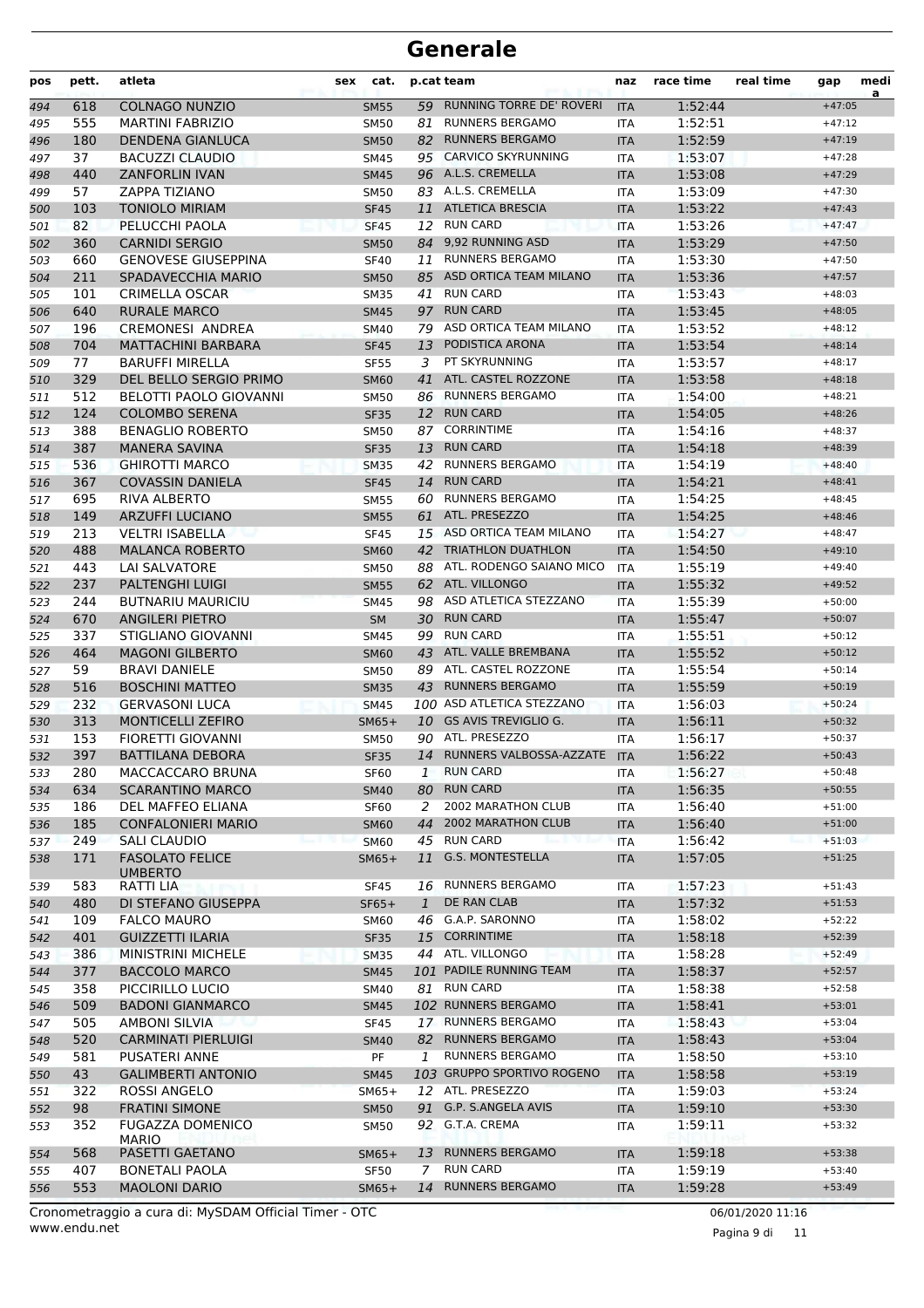# Generale

| pos | pett. | atleta | sex | cat. | p.cat | team | naz | race time | real time | gap | media |
|---|---|---|---|---|---|---|---|---|---|---|---|
| 494 | 618 | COLNAGO NUNZIO | | SM55 | 59 | RUNNING TORRE DE' ROVERI | ITA | 1:52:44 | | +47:05 | |
| 495 | 555 | MARTINI FABRIZIO | | SM50 | 81 | RUNNERS BERGAMO | ITA | 1:52:51 | | +47:12 | |
| 496 | 180 | DENDENA GIANLUCA | | SM50 | 82 | RUNNERS BERGAMO | ITA | 1:52:59 | | +47:19 | |
| 497 | 37 | BACUZZI CLAUDIO | | SM45 | 95 | CARVICO SKYRUNNING | ITA | 1:53:07 | | +47:28 | |
| 498 | 440 | ZANFORLIN IVAN | | SM45 | 96 | A.L.S. CREMELLA | ITA | 1:53:08 | | +47:29 | |
| 499 | 57 | ZAPPA TIZIANO | | SM50 | 83 | A.L.S. CREMELLA | ITA | 1:53:09 | | +47:30 | |
| 500 | 103 | TONIOLO MIRIAM | | SF45 | 11 | ATLETICA BRESCIA | ITA | 1:53:22 | | +47:43 | |
| 501 | 82 | PELUCCHI PAOLA | | SF45 | 12 | RUN CARD | ITA | 1:53:26 | | +47:47 | |
| 502 | 360 | CARNIDI SERGIO | | SM50 | 84 | 9,92 RUNNING ASD | ITA | 1:53:29 | | +47:50 | |
| 503 | 660 | GENOVESE GIUSEPPINA | | SF40 | 11 | RUNNERS BERGAMO | ITA | 1:53:30 | | +47:50 | |
| 504 | 211 | SPADAVECCHIA MARIO | | SM50 | 85 | ASD ORTICA TEAM MILANO | ITA | 1:53:36 | | +47:57 | |
| 505 | 101 | CRIMELLA OSCAR | | SM35 | 41 | RUN CARD | ITA | 1:53:43 | | +48:03 | |
| 506 | 640 | RURALE MARCO | | SM45 | 97 | RUN CARD | ITA | 1:53:45 | | +48:05 | |
| 507 | 196 | CREMONESI ANDREA | | SM40 | 79 | ASD ORTICA TEAM MILANO | ITA | 1:53:52 | | +48:12 | |
| 508 | 704 | MATTACHINI BARBARA | | SF45 | 13 | PODISTICA ARONA | ITA | 1:53:54 | | +48:14 | |
| 509 | 77 | BARUFFI MIRELLA | | SF55 | 3 | PT SKYRUNNING | ITA | 1:53:57 | | +48:17 | |
| 510 | 329 | DEL BELLO SERGIO PRIMO | | SM60 | 41 | ATL. CASTEL ROZZONE | ITA | 1:53:58 | | +48:18 | |
| 511 | 512 | BELOTTI PAOLO GIOVANNI | | SM50 | 86 | RUNNERS BERGAMO | ITA | 1:54:00 | | +48:21 | |
| 512 | 124 | COLOMBO SERENA | | SF35 | 12 | RUN CARD | ITA | 1:54:05 | | +48:26 | |
| 513 | 388 | BENAGLIO ROBERTO | | SM50 | 87 | CORRINTIME | ITA | 1:54:16 | | +48:37 | |
| 514 | 387 | MANERA SAVINA | | SF35 | 13 | RUN CARD | ITA | 1:54:18 | | +48:39 | |
| 515 | 536 | GHIROTTI MARCO | | SM35 | 42 | RUNNERS BERGAMO | ITA | 1:54:19 | | +48:40 | |
| 516 | 367 | COVASSIN DANIELA | | SF45 | 14 | RUN CARD | ITA | 1:54:21 | | +48:41 | |
| 517 | 695 | RIVA ALBERTO | | SM55 | 60 | RUNNERS BERGAMO | ITA | 1:54:25 | | +48:45 | |
| 518 | 149 | ARZUFFI LUCIANO | | SM55 | 61 | ATL. PRESEZZO | ITA | 1:54:25 | | +48:46 | |
| 519 | 213 | VELTRI ISABELLA | | SF45 | 15 | ASD ORTICA TEAM MILANO | ITA | 1:54:27 | | +48:47 | |
| 520 | 488 | MALANCA ROBERTO | | SM60 | 42 | TRIATHLON DUATHLON | ITA | 1:54:50 | | +49:10 | |
| 521 | 443 | LAI SALVATORE | | SM50 | 88 | ATL. RODENGO SAIANO MICO | ITA | 1:55:19 | | +49:40 | |
| 522 | 237 | PALTENGHI LUIGI | | SM55 | 62 | ATL. VILLONGO | ITA | 1:55:32 | | +49:52 | |
| 523 | 244 | BUTNARIU MAURICIU | | SM45 | 98 | ASD ATLETICA STEZZANO | ITA | 1:55:39 | | +50:00 | |
| 524 | 670 | ANGILERI PIETRO | | SM | 30 | RUN CARD | ITA | 1:55:47 | | +50:07 | |
| 525 | 337 | STIGLIANO GIOVANNI | | SM45 | 99 | RUN CARD | ITA | 1:55:51 | | +50:12 | |
| 526 | 464 | MAGONI GILBERTO | | SM60 | 43 | ATL. VALLE BREMBANA | ITA | 1:55:52 | | +50:12 | |
| 527 | 59 | BRAVI DANIELE | | SM50 | 89 | ATL. CASTEL ROZZONE | ITA | 1:55:54 | | +50:14 | |
| 528 | 516 | BOSCHINI MATTEO | | SM35 | 43 | RUNNERS BERGAMO | ITA | 1:55:59 | | +50:19 | |
| 529 | 232 | GERVASONI LUCA | | SM45 | 100 | ASD ATLETICA STEZZANO | ITA | 1:56:03 | | +50:24 | |
| 530 | 313 | MONTICELLI ZEFIRO | | SM65+ | 10 | GS AVIS TREVIGLIO G. | ITA | 1:56:11 | | +50:32 | |
| 531 | 153 | FIORETTI GIOVANNI | | SM50 | 90 | ATL. PRESEZZO | ITA | 1:56:17 | | +50:37 | |
| 532 | 397 | BATTILANA DEBORA | | SF35 | 14 | RUNNERS VALBOSSA-AZZATE | ITA | 1:56:22 | | +50:43 | |
| 533 | 280 | MACCACCARO BRUNA | | SF60 | 1 | RUN CARD | ITA | 1:56:27 | | +50:48 | |
| 534 | 634 | SCARANTINO MARCO | | SM40 | 80 | RUN CARD | ITA | 1:56:35 | | +50:55 | |
| 535 | 186 | DEL MAFFEO ELIANA | | SF60 | 2 | 2002 MARATHON CLUB | ITA | 1:56:40 | | +51:00 | |
| 536 | 185 | CONFALONIERI MARIO | | SM60 | 44 | 2002 MARATHON CLUB | ITA | 1:56:40 | | +51:00 | |
| 537 | 249 | SALI CLAUDIO | | SM60 | 45 | RUN CARD | ITA | 1:56:42 | | +51:03 | |
| 538 | 171 | FASOLATO FELICE UMBERTO | | SM65+ | 11 | G.S. MONTESTELLA | ITA | 1:57:05 | | +51:25 | |
| 539 | 583 | RATTI LIA | | SF45 | 16 | RUNNERS BERGAMO | ITA | 1:57:23 | | +51:43 | |
| 540 | 480 | DI STEFANO GIUSEPPA | | SF65+ | 1 | DE RAN CLAB | ITA | 1:57:32 | | +51:53 | |
| 541 | 109 | FALCO MAURO | | SM60 | 46 | G.A.P. SARONNO | ITA | 1:58:02 | | +52:22 | |
| 542 | 401 | GUIZZETTI ILARIA | | SF35 | 15 | CORRINTIME | ITA | 1:58:18 | | +52:39 | |
| 543 | 386 | MINISTRINI MICHELE | | SM35 | 44 | ATL. VILLONGO | ITA | 1:58:28 | | +52:49 | |
| 544 | 377 | BACCOLO MARCO | | SM45 | 101 | PADILE RUNNING TEAM | ITA | 1:58:37 | | +52:57 | |
| 545 | 358 | PICCIRILLO LUCIO | | SM40 | 81 | RUN CARD | ITA | 1:58:38 | | +52:58 | |
| 546 | 509 | BADONI GIANMARCO | | SM45 | 102 | RUNNERS BERGAMO | ITA | 1:58:41 | | +53:01 | |
| 547 | 505 | AMBONI SILVIA | | SF45 | 17 | RUNNERS BERGAMO | ITA | 1:58:43 | | +53:04 | |
| 548 | 520 | CARMINATI PIERLUIGI | | SM40 | 82 | RUNNERS BERGAMO | ITA | 1:58:43 | | +53:04 | |
| 549 | 581 | PUSATERI ANNE | | PF | 1 | RUNNERS BERGAMO | ITA | 1:58:50 | | +53:10 | |
| 550 | 43 | GALIMBERTI ANTONIO | | SM45 | 103 | GRUPPO SPORTIVO ROGENO | ITA | 1:58:58 | | +53:19 | |
| 551 | 322 | ROSSI ANGELO | | SM65+ | 12 | ATL. PRESEZZO | ITA | 1:59:03 | | +53:24 | |
| 552 | 98 | FRATINI SIMONE | | SM50 | 91 | G.P. S.ANGELA AVIS | ITA | 1:59:10 | | +53:30 | |
| 553 | 352 | FUGAZZA DOMENICO MARIO | | SM50 | 92 | G.T.A. CREMA | ITA | 1:59:11 | | +53:32 | |
| 554 | 568 | PASETTI GAETANO | | SM65+ | 13 | RUNNERS BERGAMO | ITA | 1:59:18 | | +53:38 | |
| 555 | 407 | BONETALI PAOLA | | SF50 | 7 | RUN CARD | ITA | 1:59:19 | | +53:40 | |
| 556 | 553 | MAOLONI DARIO | | SM65+ | 14 | RUNNERS BERGAMO | ITA | 1:59:28 | | +53:49 | |

Cronometraggio a cura di: MySDAM Official Timer - OTC
www.endu.net

06/01/2020 11:16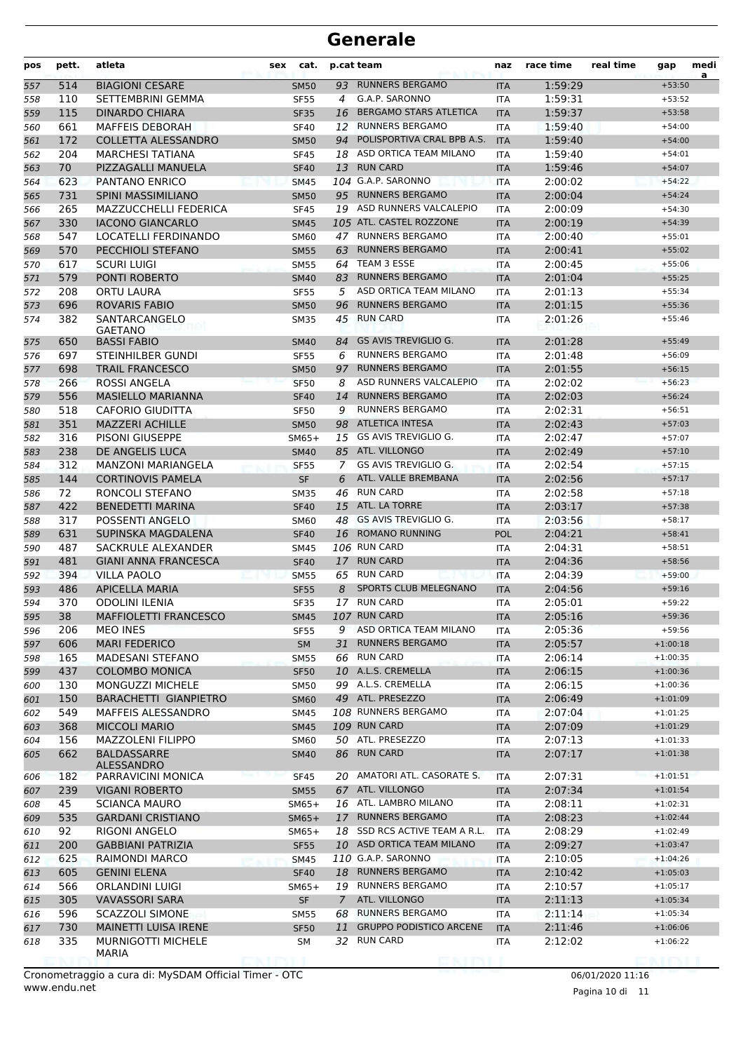# Generale

| pos | pett. | atleta | sex | cat. | p.cat | team | naz | race time | real time | gap | media |
|---|---|---|---|---|---|---|---|---|---|---|---|
| 557 | 514 | BIAGIONI CESARE | | SM50 | 93 | RUNNERS BERGAMO | ITA | 1:59:29 | | +53:50 | |
| 558 | 110 | SETTEMBRINI GEMMA | | SF55 | 4 | G.A.P. SARONNO | ITA | 1:59:31 | | +53:52 | |
| 559 | 115 | DINARDO CHIARA | | SF35 | 16 | BERGAMO STARS ATLETICA | ITA | 1:59:37 | | +53:58 | |
| 560 | 661 | MAFFEIS DEBORAH | | SF40 | 12 | RUNNERS BERGAMO | ITA | 1:59:40 | | +54:00 | |
| 561 | 172 | COLLETTA ALESSANDRO | | SM50 | 94 | POLISPORTIVA CRAL BPB A.S. | ITA | 1:59:40 | | +54:00 | |
| 562 | 204 | MARCHESI TATIANA | | SF45 | 18 | ASD ORTICA TEAM MILANO | ITA | 1:59:40 | | +54:01 | |
| 563 | 70 | PIZZAGALLI MANUELA | | SF40 | 13 | RUN CARD | ITA | 1:59:46 | | +54:07 | |
| 564 | 623 | PANTANO ENRICO | | SM45 | 104 | G.A.P. SARONNO | ITA | 2:00:02 | | +54:22 | |
| 565 | 731 | SPINI MASSIMILIANO | | SM50 | 95 | RUNNERS BERGAMO | ITA | 2:00:04 | | +54:24 | |
| 566 | 265 | MAZZUCCHELLI FEDERICA | | SF45 | 19 | ASD RUNNERS VALCALEPIO | ITA | 2:00:09 | | +54:30 | |
| 567 | 330 | IACONO GIANCARLO | | SM45 | 105 | ATL. CASTEL ROZZONE | ITA | 2:00:19 | | +54:39 | |
| 568 | 547 | LOCATELLI FERDINANDO | | SM60 | 47 | RUNNERS BERGAMO | ITA | 2:00:40 | | +55:01 | |
| 569 | 570 | PECCHIOLI STEFANO | | SM55 | 63 | RUNNERS BERGAMO | ITA | 2:00:41 | | +55:02 | |
| 570 | 617 | SCURI LUIGI | | SM55 | 64 | TEAM 3 ESSE | ITA | 2:00:45 | | +55:06 | |
| 571 | 579 | PONTI ROBERTO | | SM40 | 83 | RUNNERS BERGAMO | ITA | 2:01:04 | | +55:25 | |
| 572 | 208 | ORTU LAURA | | SF55 | 5 | ASD ORTICA TEAM MILANO | ITA | 2:01:13 | | +55:34 | |
| 573 | 696 | ROVARIS FABIO | | SM50 | 96 | RUNNERS BERGAMO | ITA | 2:01:15 | | +55:36 | |
| 574 | 382 | SANTARCANGELO GAETANO | | SM35 | 45 | RUN CARD | ITA | 2:01:26 | | +55:46 | |
| 575 | 650 | BASSI FABIO | | SM40 | 84 | GS AVIS TREVIGLIO G. | ITA | 2:01:28 | | +55:49 | |
| 576 | 697 | STEINHILBER GUNDI | | SF55 | 6 | RUNNERS BERGAMO | ITA | 2:01:48 | | +56:09 | |
| 577 | 698 | TRAIL FRANCESCO | | SM50 | 97 | RUNNERS BERGAMO | ITA | 2:01:55 | | +56:15 | |
| 578 | 266 | ROSSI ANGELA | | SF50 | 8 | ASD RUNNERS VALCALEPIO | ITA | 2:02:02 | | +56:23 | |
| 579 | 556 | MASIELLO MARIANNA | | SF40 | 14 | RUNNERS BERGAMO | ITA | 2:02:03 | | +56:24 | |
| 580 | 518 | CAFORIO GIUDITTA | | SF50 | 9 | RUNNERS BERGAMO | ITA | 2:02:31 | | +56:51 | |
| 581 | 351 | MAZZERI ACHILLE | | SM50 | 98 | ATLETICA INTESA | ITA | 2:02:43 | | +57:03 | |
| 582 | 316 | PISONI GIUSEPPE | | SM65+ | 15 | GS AVIS TREVIGLIO G. | ITA | 2:02:47 | | +57:07 | |
| 583 | 238 | DE ANGELIS LUCA | | SM40 | 85 | ATL. VILLONGO | ITA | 2:02:49 | | +57:10 | |
| 584 | 312 | MANZONI MARIANGELA | | SF55 | 7 | GS AVIS TREVIGLIO G. | ITA | 2:02:54 | | +57:15 | |
| 585 | 144 | CORTINOVIS PAMELA | | SF | 6 | ATL. VALLE BREMBANA | ITA | 2:02:56 | | +57:17 | |
| 586 | 72 | RONCOLI STEFANO | | SM35 | 46 | RUN CARD | ITA | 2:02:58 | | +57:18 | |
| 587 | 422 | BENEDETTI MARINA | | SF40 | 15 | ATL. LA TORRE | ITA | 2:03:17 | | +57:38 | |
| 588 | 317 | POSSENTI ANGELO | | SM60 | 48 | GS AVIS TREVIGLIO G. | ITA | 2:03:56 | | +58:17 | |
| 589 | 631 | SUPINSKA MAGDALENA | | SF40 | 16 | ROMANO RUNNING | POL | 2:04:21 | | +58:41 | |
| 590 | 487 | SACKRULE ALEXANDER | | SM45 | 106 | RUN CARD | ITA | 2:04:31 | | +58:51 | |
| 591 | 481 | GIANI ANNA FRANCESCA | | SF40 | 17 | RUN CARD | ITA | 2:04:36 | | +58:56 | |
| 592 | 394 | VILLA PAOLO | | SM55 | 65 | RUN CARD | ITA | 2:04:39 | | +59:00 | |
| 593 | 486 | APICELLA MARIA | | SF55 | 8 | SPORTS CLUB MELEGNANO | ITA | 2:04:56 | | +59:16 | |
| 594 | 370 | ODOLINI ILENIA | | SF35 | 17 | RUN CARD | ITA | 2:05:01 | | +59:22 | |
| 595 | 38 | MAFFIOLETTI FRANCESCO | | SM45 | 107 | RUN CARD | ITA | 2:05:16 | | +59:36 | |
| 596 | 206 | MEO INES | | SF55 | 9 | ASD ORTICA TEAM MILANO | ITA | 2:05:36 | | +59:56 | |
| 597 | 606 | MARI FEDERICO | | SM | 31 | RUNNERS BERGAMO | ITA | 2:05:57 | | +1:00:18 | |
| 598 | 165 | MADESANI STEFANO | | SM55 | 66 | RUN CARD | ITA | 2:06:14 | | +1:00:35 | |
| 599 | 437 | COLOMBO MONICA | | SF50 | 10 | A.L.S. CREMELLA | ITA | 2:06:15 | | +1:00:36 | |
| 600 | 130 | MONGUZZI MICHELE | | SM50 | 99 | A.L.S. CREMELLA | ITA | 2:06:15 | | +1:00:36 | |
| 601 | 150 | BARACHETTI GIANPIETRO | | SM60 | 49 | ATL. PRESEZZO | ITA | 2:06:49 | | +1:01:09 | |
| 602 | 549 | MAFFEIS ALESSANDRO | | SM45 | 108 | RUNNERS BERGAMO | ITA | 2:07:04 | | +1:01:25 | |
| 603 | 368 | MICCOLI MARIO | | SM45 | 109 | RUN CARD | ITA | 2:07:09 | | +1:01:29 | |
| 604 | 156 | MAZZOLENI FILIPPO | | SM60 | 50 | ATL. PRESEZZO | ITA | 2:07:13 | | +1:01:33 | |
| 605 | 662 | BALDASSARRE ALESSANDRO | | SM40 | 86 | RUN CARD | ITA | 2:07:17 | | +1:01:38 | |
| 606 | 182 | PARRAVICINI MONICA | | SF45 | 20 | AMATORI ATL. CASORATE S. | ITA | 2:07:31 | | +1:01:51 | |
| 607 | 239 | VIGANI ROBERTO | | SM55 | 67 | ATL. VILLONGO | ITA | 2:07:34 | | +1:01:54 | |
| 608 | 45 | SCIANCA MAURO | | SM65+ | 16 | ATL. LAMBRO MILANO | ITA | 2:08:11 | | +1:02:31 | |
| 609 | 535 | GARDANI CRISTIANO | | SM65+ | 17 | RUNNERS BERGAMO | ITA | 2:08:23 | | +1:02:44 | |
| 610 | 92 | RIGONI ANGELO | | SM65+ | 18 | SSD RCS ACTIVE TEAM A R.L. | ITA | 2:08:29 | | +1:02:49 | |
| 611 | 200 | GABBIANI PATRIZIA | | SF55 | 10 | ASD ORTICA TEAM MILANO | ITA | 2:09:27 | | +1:03:47 | |
| 612 | 625 | RAIMONDI MARCO | | SM45 | 110 | G.A.P. SARONNO | ITA | 2:10:05 | | +1:04:26 | |
| 613 | 605 | GENINI ELENA | | SF40 | 18 | RUNNERS BERGAMO | ITA | 2:10:42 | | +1:05:03 | |
| 614 | 566 | ORLANDINI LUIGI | | SM65+ | 19 | RUNNERS BERGAMO | ITA | 2:10:57 | | +1:05:17 | |
| 615 | 305 | VAVASSORI SARA | | SF | 7 | ATL. VILLONGO | ITA | 2:11:13 | | +1:05:34 | |
| 616 | 596 | SCAZZOLI SIMONE | | SM55 | 68 | RUNNERS BERGAMO | ITA | 2:11:14 | | +1:05:34 | |
| 617 | 730 | MAINETTI LUISA IRENE | | SF50 | 11 | GRUPPO PODISTICO ARCENE | ITA | 2:11:46 | | +1:06:06 | |
| 618 | 335 | MURNIGOTTI MICHELE MARIA | | SM | 32 | RUN CARD | ITA | 2:12:02 | | +1:06:22 | |

Cronometraggio a cura di: MySDAM Official Timer - OTC
www.endu.net

06/01/2020 11:16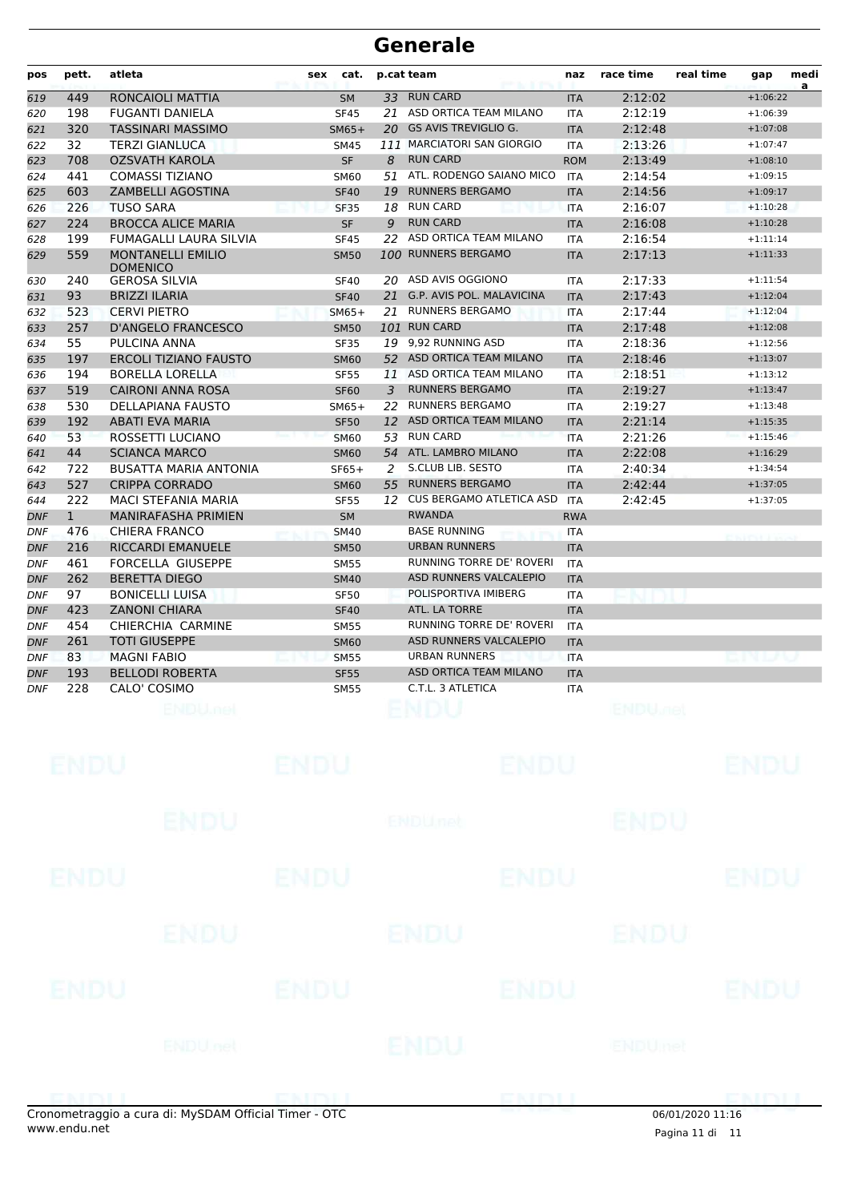# Generale

| pos | pett. | atleta | sex | cat. | p.cat | team | naz | race time | real time | gap | media |
|---|---|---|---|---|---|---|---|---|---|---|---|
| 619 | 449 | RONCAIOLI MATTIA | | SM | 33 | RUN CARD | ITA | 2:12:02 | | +1:06:22 | |
| 620 | 198 | FUGANTI DANIELA | | SF45 | 21 | ASD ORTICA TEAM MILANO | ITA | 2:12:19 | | +1:06:39 | |
| 621 | 320 | TASSINARI MASSIMO | | SM65+ | 20 | GS AVIS TREVIGLIO G. | ITA | 2:12:48 | | +1:07:08 | |
| 622 | 32 | TERZI GIANLUCA | | SM45 | 111 | MARCIATORI SAN GIORGIO | ITA | 2:13:26 | | +1:07:47 | |
| 623 | 708 | OZSVATH KAROLA | | SF | 8 | RUN CARD | ROM | 2:13:49 | | +1:08:10 | |
| 624 | 441 | COMASSI TIZIANO | | SM60 | 51 | ATL. RODENGO SAIANO MICO | ITA | 2:14:54 | | +1:09:15 | |
| 625 | 603 | ZAMBELLI AGOSTINA | | SF40 | 19 | RUNNERS BERGAMO | ITA | 2:14:56 | | +1:09:17 | |
| 626 | 226 | TUSO SARA | | SF35 | 18 | RUN CARD | ITA | 2:16:07 | | +1:10:28 | |
| 627 | 224 | BROCCA ALICE MARIA | | SF | 9 | RUN CARD | ITA | 2:16:08 | | +1:10:28 | |
| 628 | 199 | FUMAGALLI LAURA SILVIA | | SF45 | 22 | ASD ORTICA TEAM MILANO | ITA | 2:16:54 | | +1:11:14 | |
| 629 | 559 | MONTANELLI EMILIO DOMENICO | | SM50 | 100 | RUNNERS BERGAMO | ITA | 2:17:13 | | +1:11:33 | |
| 630 | 240 | GEROSA SILVIA | | SF40 | 20 | ASD AVIS OGGIONO | ITA | 2:17:33 | | +1:11:54 | |
| 631 | 93 | BRIZZI ILARIA | | SF40 | 21 | G.P. AVIS POL. MALAVICINA | ITA | 2:17:43 | | +1:12:04 | |
| 632 | 523 | CERVI PIETRO | | SM65+ | 21 | RUNNERS BERGAMO | ITA | 2:17:44 | | +1:12:04 | |
| 633 | 257 | D'ANGELO FRANCESCO | | SM50 | 101 | RUN CARD | ITA | 2:17:48 | | +1:12:08 | |
| 634 | 55 | PULCINA ANNA | | SF35 | 19 | 9,92 RUNNING ASD | ITA | 2:18:36 | | +1:12:56 | |
| 635 | 197 | ERCOLI TIZIANO FAUSTO | | SM60 | 52 | ASD ORTICA TEAM MILANO | ITA | 2:18:46 | | +1:13:07 | |
| 636 | 194 | BORELLA LORELLA | | SF55 | 11 | ASD ORTICA TEAM MILANO | ITA | 2:18:51 | | +1:13:12 | |
| 637 | 519 | CAIRONI ANNA ROSA | | SF60 | 3 | RUNNERS BERGAMO | ITA | 2:19:27 | | +1:13:47 | |
| 638 | 530 | DELLAPIANA FAUSTO | | SM65+ | 22 | RUNNERS BERGAMO | ITA | 2:19:27 | | +1:13:48 | |
| 639 | 192 | ABATI EVA MARIA | | SF50 | 12 | ASD ORTICA TEAM MILANO | ITA | 2:21:14 | | +1:15:35 | |
| 640 | 53 | ROSSETTI LUCIANO | | SM60 | 53 | RUN CARD | ITA | 2:21:26 | | +1:15:46 | |
| 641 | 44 | SCIANCA MARCO | | SM60 | 54 | ATL. LAMBRO MILANO | ITA | 2:22:08 | | +1:16:29 | |
| 642 | 722 | BUSATTA MARIA ANTONIA | | SF65+ | 2 | S.CLUB LIB. SESTO | ITA | 2:40:34 | | +1:34:54 | |
| 643 | 527 | CRIPPA CORRADO | | SM60 | 55 | RUNNERS BERGAMO | ITA | 2:42:44 | | +1:37:05 | |
| 644 | 222 | MACI STEFANIA MARIA | | SF55 | 12 | CUS BERGAMO ATLETICA ASD | ITA | 2:42:45 | | +1:37:05 | |
| DNF | 1 | MANIRAFASHA PRIMIEN | | SM | | RWANDA | RWA | | | | |
| DNF | 476 | CHIERA FRANCO | | SM40 | | BASE RUNNING | ITA | | | | |
| DNF | 216 | RICCARDI EMANUELE | | SM50 | | URBAN RUNNERS | ITA | | | | |
| DNF | 461 | FORCELLA GIUSEPPE | | SM55 | | RUNNING TORRE DE' ROVERI | ITA | | | | |
| DNF | 262 | BERETTA DIEGO | | SM40 | | ASD RUNNERS VALCALEPIO | ITA | | | | |
| DNF | 97 | BONICELLI LUISA | | SF50 | | POLISPORTIVA IMIBERG | ITA | | | | |
| DNF | 423 | ZANONI CHIARA | | SF40 | | ATL. LA TORRE | ITA | | | | |
| DNF | 454 | CHIERCHIA CARMINE | | SM55 | | RUNNING TORRE DE' ROVERI | ITA | | | | |
| DNF | 261 | TOTI GIUSEPPE | | SM60 | | ASD RUNNERS VALCALEPIO | ITA | | | | |
| DNF | 83 | MAGNI FABIO | | SM55 | | URBAN RUNNERS | ITA | | | | |
| DNF | 193 | BELLODI ROBERTA | | SF55 | | ASD ORTICA TEAM MILANO | ITA | | | | |
| DNF | 228 | CALO' COSIMO | | SM55 | | C.T.L. 3 ATLETICA | ITA | | | | |

Cronometraggio a cura di: MySDAM Official Timer - OTC
www.endu.net

06/01/2020 11:16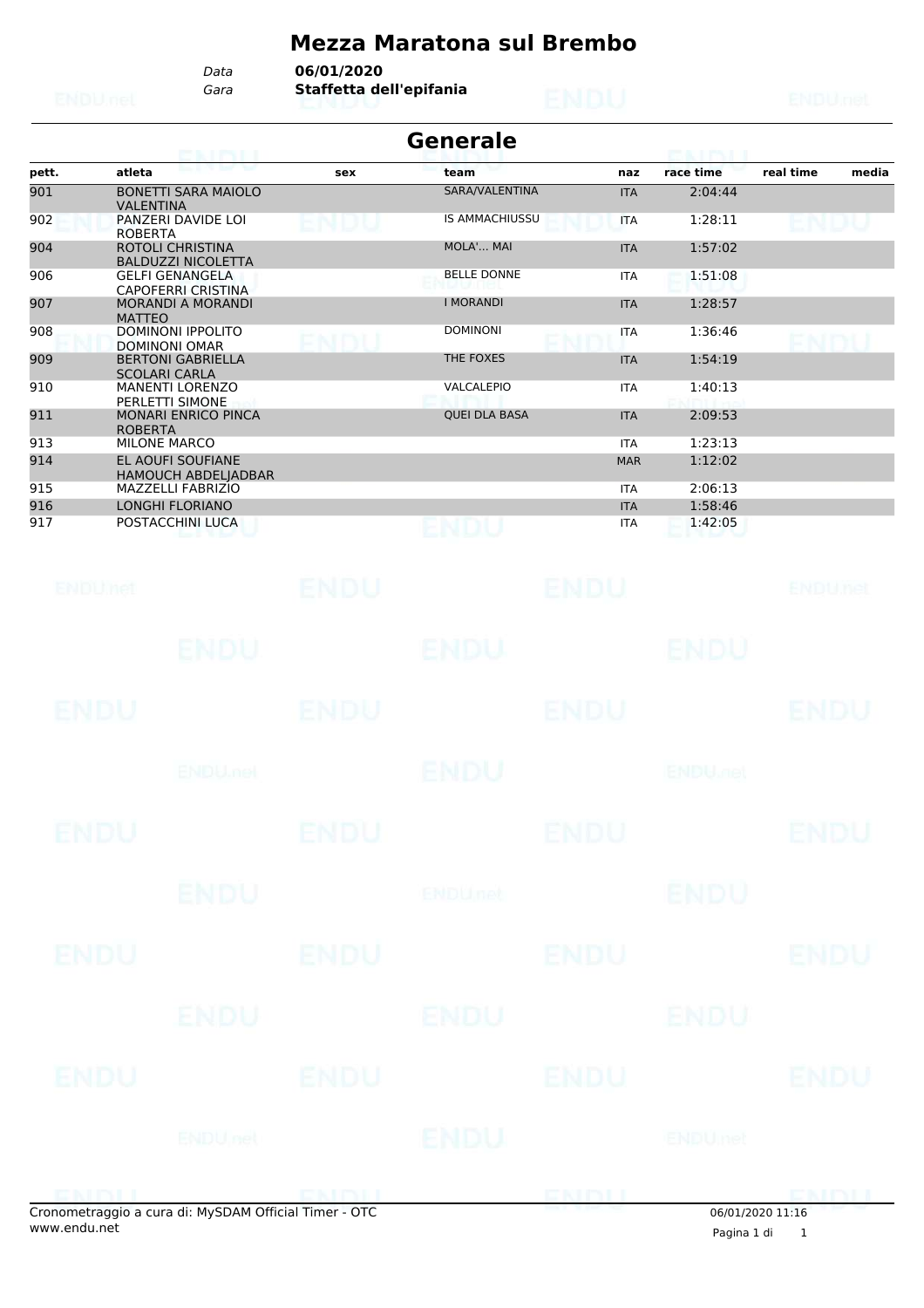# Mezza Maratona sul Brembo

*Data* **06/01/2020**
*Gara* **Staffetta dell'epifania**

## Generale

| pett. | atleta | sex | team | naz | race time | real time | media |
|---|---|---|---|---|---|---|---|
| 901 | BONETTI SARA MAIOLO VALENTINA | | SARA/VALENTINA | ITA | 2:04:44 | | |
| 902 | PANZERI DAVIDE LOI ROBERTA | | IS AMMACHIUSSU | ITA | 1:28:11 | | |
| 904 | ROTOLI CHRISTINA BALDUZZI NICOLETTA | | MOLA'... MAI | ITA | 1:57:02 | | |
| 906 | GELFI GENANGELA CAPOFERRI CRISTINA | | BELLE DONNE | ITA | 1:51:08 | | |
| 907 | MORANDI A MORANDI MATTEO | | I MORANDI | ITA | 1:28:57 | | |
| 908 | DOMINONI IPPOLITO DOMINONI OMAR | | DOMINONI | ITA | 1:36:46 | | |
| 909 | BERTONI GABRIELLA SCOLARI CARLA | | THE FOXES | ITA | 1:54:19 | | |
| 910 | MANENTI LORENZO PERLETTI SIMONE | | VALCALEPIO | ITA | 1:40:13 | | |
| 911 | MONARI ENRICO PINCA ROBERTA | | QUEI DLA BASA | ITA | 2:09:53 | | |
| 913 | MILONE MARCO | | | ITA | 1:23:13 | | |
| 914 | EL AOUFI SOUFIANE HAMOUCH ABDELJADBAR | | | MAR | 1:12:02 | | |
| 915 | MAZZELLI FABRIZIO | | | ITA | 2:06:13 | | |
| 916 | LONGHI FLORIANO | | | ITA | 1:58:46 | | |
| 917 | POSTACCHINI LUCA | | | ITA | 1:42:05 | | |

Cronometraggio a cura di: MySDAM Official Timer - OTC
www.endu.net

06/01/2020 11:16